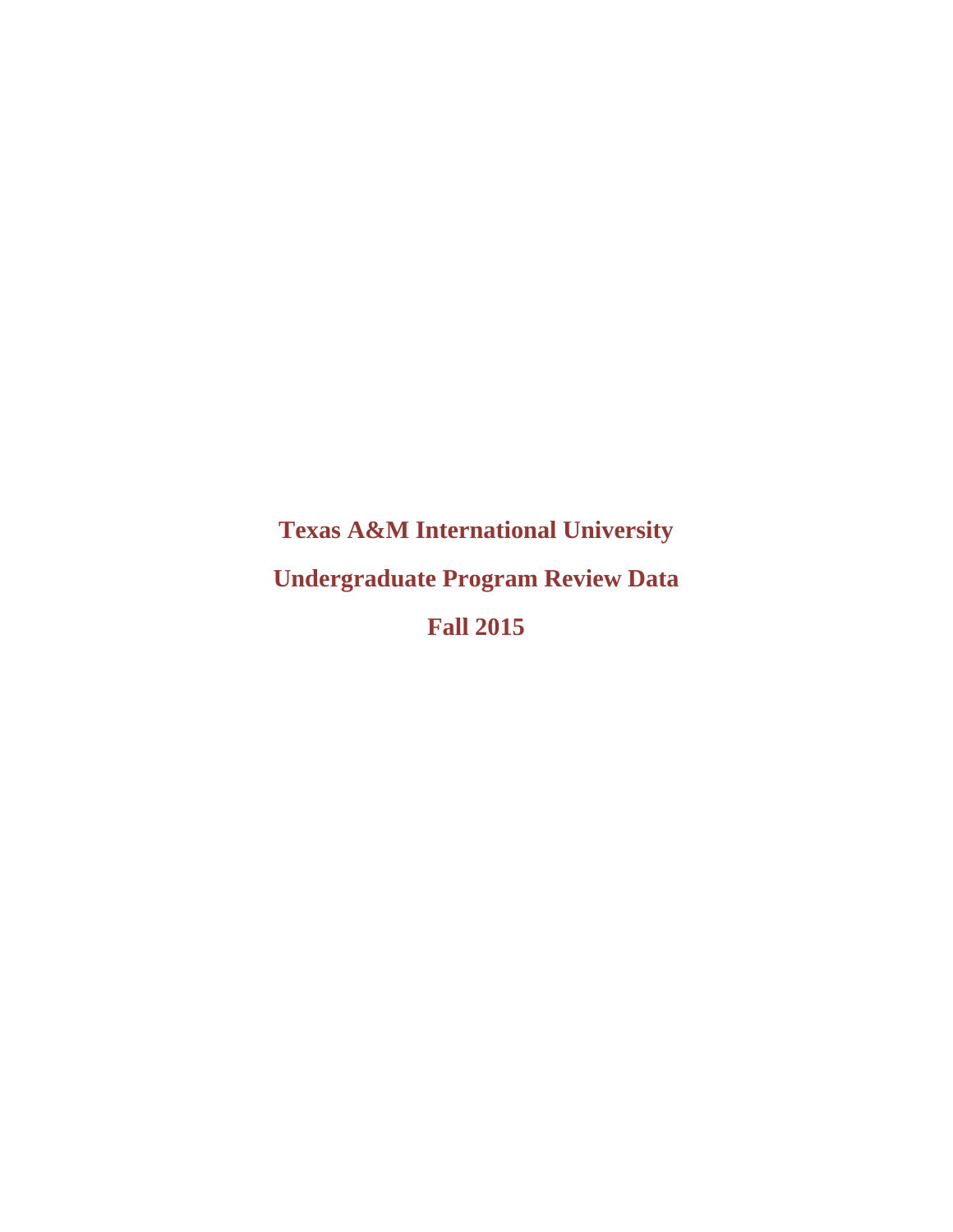# Texas A&M International University

## Undergraduate Program Review Data

## Fall 2015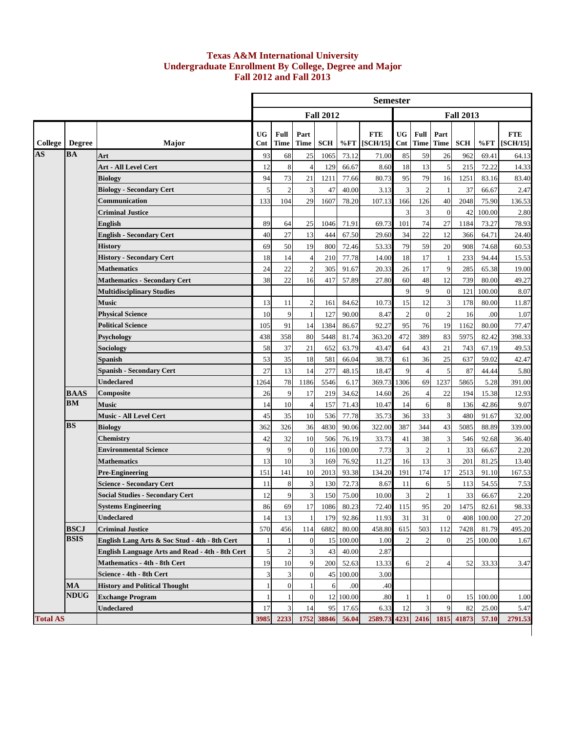# Texas A&M International University
## Undergraduate Enrollment By College, Degree and Major
## Fall 2012 and Fall 2013

| | | | Semester | | | | | | | | | | | |
|---|---|---|---|---|---|---|---|---|---|---|---|---|---|---|
| | | | Fall 2012 | | | | | | Fall 2013 | | | | | |
| College | Degree | Major | UG Cnt | Full Time | Part Time | SCH | %FT | FTE [SCH/15] | UG Cnt | Full Time | Part Time | SCH | %FT | FTE [SCH/15] |
| AS | BA | Art | 93 | 68 | 25 | 1065 | 73.12 | 71.00 | 85 | 59 | 26 | 962 | 69.41 | 64.13 |
| | | Art - All Level Cert | 12 | 8 | 4 | 129 | 66.67 | 8.60 | 18 | 13 | 5 | 215 | 72.22 | 14.33 |
| | | Biology | 94 | 73 | 21 | 1211 | 77.66 | 80.73 | 95 | 79 | 16 | 1251 | 83.16 | 83.40 |
| | | Biology - Secondary Cert | 5 | 2 | 3 | 47 | 40.00 | 3.13 | 3 | 2 | 1 | 37 | 66.67 | 2.47 |
| | | Communication | 133 | 104 | 29 | 1607 | 78.20 | 107.13 | 166 | 126 | 40 | 2048 | 75.90 | 136.53 |
| | | Criminal Justice | | | | | | | 3 | 3 | 0 | 42 | 100.00 | 2.80 |
| | | English | 89 | 64 | 25 | 1046 | 71.91 | 69.73 | 101 | 74 | 27 | 1184 | 73.27 | 78.93 |
| | | English - Secondary Cert | 40 | 27 | 13 | 444 | 67.50 | 29.60 | 34 | 22 | 12 | 366 | 64.71 | 24.40 |
| | | History | 69 | 50 | 19 | 800 | 72.46 | 53.33 | 79 | 59 | 20 | 908 | 74.68 | 60.53 |
| | | History - Secondary Cert | 18 | 14 | 4 | 210 | 77.78 | 14.00 | 18 | 17 | 1 | 233 | 94.44 | 15.53 |
| | | Mathematics | 24 | 22 | 2 | 305 | 91.67 | 20.33 | 26 | 17 | 9 | 285 | 65.38 | 19.00 |
| | | Mathematics - Secondary Cert | 38 | 22 | 16 | 417 | 57.89 | 27.80 | 60 | 48 | 12 | 739 | 80.00 | 49.27 |
| | | Multidisciplinary Studies | | | | | | | 9 | 9 | 0 | 121 | 100.00 | 8.07 |
| | | Music | 13 | 11 | 2 | 161 | 84.62 | 10.73 | 15 | 12 | 3 | 178 | 80.00 | 11.87 |
| | | Physical Science | 10 | 9 | 1 | 127 | 90.00 | 8.47 | 2 | 0 | 2 | 16 | .00 | 1.07 |
| | | Political Science | 105 | 91 | 14 | 1384 | 86.67 | 92.27 | 95 | 76 | 19 | 1162 | 80.00 | 77.47 |
| | | Psychology | 438 | 358 | 80 | 5448 | 81.74 | 363.20 | 472 | 389 | 83 | 5975 | 82.42 | 398.33 |
| | | Sociology | 58 | 37 | 21 | 652 | 63.79 | 43.47 | 64 | 43 | 21 | 743 | 67.19 | 49.53 |
| | | Spanish | 53 | 35 | 18 | 581 | 66.04 | 38.73 | 61 | 36 | 25 | 637 | 59.02 | 42.47 |
| | | Spanish - Secondary Cert | 27 | 13 | 14 | 277 | 48.15 | 18.47 | 9 | 4 | 5 | 87 | 44.44 | 5.80 |
| | | Undeclared | 1264 | 78 | 1186 | 5546 | 6.17 | 369.73 | 1306 | 69 | 1237 | 5865 | 5.28 | 391.00 |
| | BAAS | Composite | 26 | 9 | 17 | 219 | 34.62 | 14.60 | 26 | 4 | 22 | 194 | 15.38 | 12.93 |
| | BM | Music | 14 | 10 | 4 | 157 | 71.43 | 10.47 | 14 | 6 | 8 | 136 | 42.86 | 9.07 |
| | | Music - All Level Cert | 45 | 35 | 10 | 536 | 77.78 | 35.73 | 36 | 33 | 3 | 480 | 91.67 | 32.00 |
| | BS | Biology | 362 | 326 | 36 | 4830 | 90.06 | 322.00 | 387 | 344 | 43 | 5085 | 88.89 | 339.00 |
| | | Chemistry | 42 | 32 | 10 | 506 | 76.19 | 33.73 | 41 | 38 | 3 | 546 | 92.68 | 36.40 |
| | | Environmental Science | 9 | 9 | 0 | 116 | 100.00 | 7.73 | 3 | 2 | 1 | 33 | 66.67 | 2.20 |
| | | Mathematics | 13 | 10 | 3 | 169 | 76.92 | 11.27 | 16 | 13 | 3 | 201 | 81.25 | 13.40 |
| | | Pre-Engineering | 151 | 141 | 10 | 2013 | 93.38 | 134.20 | 191 | 174 | 17 | 2513 | 91.10 | 167.53 |
| | | Science - Secondary Cert | 11 | 8 | 3 | 130 | 72.73 | 8.67 | 11 | 6 | 5 | 113 | 54.55 | 7.53 |
| | | Social Studies - Secondary Cert | 12 | 9 | 3 | 150 | 75.00 | 10.00 | 3 | 2 | 1 | 33 | 66.67 | 2.20 |
| | | Systems Engineering | 86 | 69 | 17 | 1086 | 80.23 | 72.40 | 115 | 95 | 20 | 1475 | 82.61 | 98.33 |
| | | Undeclared | 14 | 13 | 1 | 179 | 92.86 | 11.93 | 31 | 31 | 0 | 408 | 100.00 | 27.20 |
| | BSCJ | Criminal Justice | 570 | 456 | 114 | 6882 | 80.00 | 458.80 | 615 | 503 | 112 | 7428 | 81.79 | 495.20 |
| | BSIS | English Lang Arts & Soc Stud - 4th - 8th Cert | 1 | 1 | 0 | 15 | 100.00 | 1.00 | 2 | 2 | 0 | 25 | 100.00 | 1.67 |
| | | English Language Arts and Read - 4th - 8th Cert | 5 | 2 | 3 | 43 | 40.00 | 2.87 | | | | | | |
| | | Mathematics - 4th - 8th Cert | 19 | 10 | 9 | 200 | 52.63 | 13.33 | 6 | 2 | 4 | 52 | 33.33 | 3.47 |
| | | Science - 4th - 8th Cert | 3 | 3 | 0 | 45 | 100.00 | 3.00 | | | | | | |
| | MA | History and Political Thought | 1 | 0 | 1 | 6 | .00 | .40 | | | | | | |
| | NDUG | Exchange Program | 1 | 1 | 0 | 12 | 100.00 | .80 | 1 | 1 | 0 | 15 | 100.00 | 1.00 |
| | | Undeclared | 17 | 3 | 14 | 95 | 17.65 | 6.33 | 12 | 3 | 9 | 82 | 25.00 | 5.47 |
| Total AS | | | 3985 | 2233 | 1752 | 38846 | 56.04 | 2589.73 | 4231 | 2416 | 1815 | 41873 | 57.10 | 2791.53 |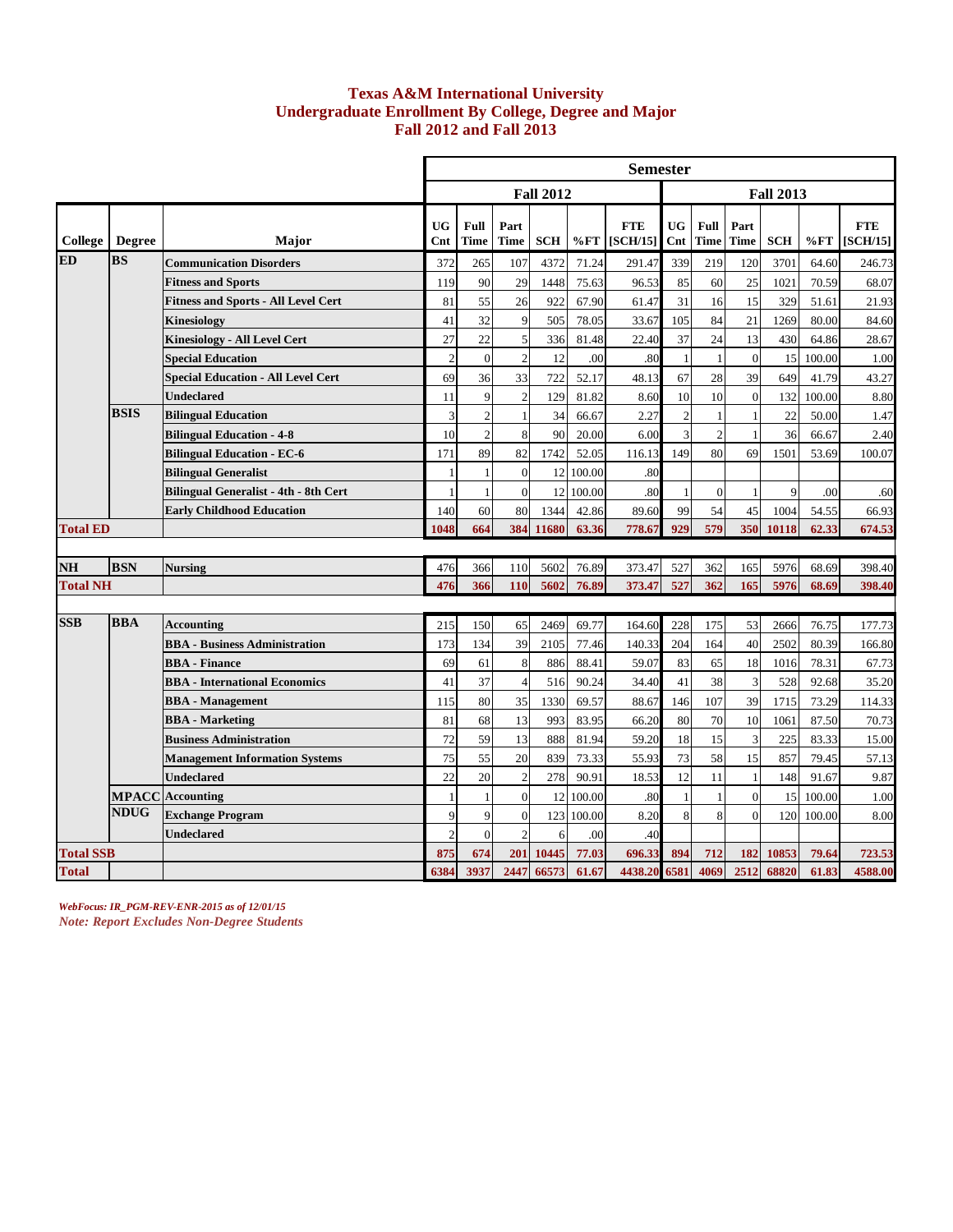# Texas A&M International University
## Undergraduate Enrollment By College, Degree and Major
## Fall 2012 and Fall 2013

| | | | Semester | | | | | | | | | | | |
|---|---|---|---|---|---|---|---|---|---|---|---|---|---|---|
| | | | Fall 2012 | | | | | | Fall 2013 | | | | | |
| College | Degree | Major | UG Cnt | Full Time | Part Time | SCH | %FT | FTE [SCH/15] | UG Cnt | Full Time | Part Time | SCH | %FT | FTE [SCH/15] |
| ED | BS | Communication Disorders | 372 | 265 | 107 | 4372 | 71.24 | 291.47 | 339 | 219 | 120 | 3701 | 64.60 | 246.73 |
| | | Fitness and Sports | 119 | 90 | 29 | 1448 | 75.63 | 96.53 | 85 | 60 | 25 | 1021 | 70.59 | 68.07 |
| | | Fitness and Sports - All Level Cert | 81 | 55 | 26 | 922 | 67.90 | 61.47 | 31 | 16 | 15 | 329 | 51.61 | 21.93 |
| | | Kinesiology | 41 | 32 | 9 | 505 | 78.05 | 33.67 | 105 | 84 | 21 | 1269 | 80.00 | 84.60 |
| | | Kinesiology - All Level Cert | 27 | 22 | 5 | 336 | 81.48 | 22.40 | 37 | 24 | 13 | 430 | 64.86 | 28.67 |
| | | Special Education | 2 | 0 | 2 | 12 | .00 | .80 | 1 | 1 | 0 | 15 | 100.00 | 1.00 |
| | | Special Education - All Level Cert | 69 | 36 | 33 | 722 | 52.17 | 48.13 | 67 | 28 | 39 | 649 | 41.79 | 43.27 |
| | | Undeclared | 11 | 9 | 2 | 129 | 81.82 | 8.60 | 10 | 10 | 0 | 132 | 100.00 | 8.80 |
| | BSIS | Bilingual Education | 3 | 2 | 1 | 34 | 66.67 | 2.27 | 2 | 1 | 1 | 22 | 50.00 | 1.47 |
| | | Bilingual Education - 4-8 | 10 | 2 | 8 | 90 | 20.00 | 6.00 | 3 | 2 | 1 | 36 | 66.67 | 2.40 |
| | | Bilingual Education - EC-6 | 171 | 89 | 82 | 1742 | 52.05 | 116.13 | 149 | 80 | 69 | 1501 | 53.69 | 100.07 |
| | | Bilingual Generalist | 1 | 1 | 0 | 12 | 100.00 | .80 | | | | | | |
| | | Bilingual Generalist - 4th - 8th Cert | 1 | 1 | 0 | 12 | 100.00 | .80 | 1 | 0 | 1 | 9 | .00 | .60 |
| | | Early Childhood Education | 140 | 60 | 80 | 1344 | 42.86 | 89.60 | 99 | 54 | 45 | 1004 | 54.55 | 66.93 |
| **Total ED** | | | **1048** | **664** | **384** | **11680** | **63.36** | **778.67** | **929** | **579** | **350** | **10118** | **62.33** | **674.53** |
| NH | BSN | Nursing | 476 | 366 | 110 | 5602 | 76.89 | 373.47 | 527 | 362 | 165 | 5976 | 68.69 | 398.40 |
| **Total NH** | | | **476** | **366** | **110** | **5602** | **76.89** | **373.47** | **527** | **362** | **165** | **5976** | **68.69** | **398.40** |
| SSB | BBA | Accounting | 215 | 150 | 65 | 2469 | 69.77 | 164.60 | 228 | 175 | 53 | 2666 | 76.75 | 177.73 |
| | | BBA - Business Administration | 173 | 134 | 39 | 2105 | 77.46 | 140.33 | 204 | 164 | 40 | 2502 | 80.39 | 166.80 |
| | | BBA - Finance | 69 | 61 | 8 | 886 | 88.41 | 59.07 | 83 | 65 | 18 | 1016 | 78.31 | 67.73 |
| | | BBA - International Economics | 41 | 37 | 4 | 516 | 90.24 | 34.40 | 41 | 38 | 3 | 528 | 92.68 | 35.20 |
| | | BBA - Management | 115 | 80 | 35 | 1330 | 69.57 | 88.67 | 146 | 107 | 39 | 1715 | 73.29 | 114.33 |
| | | BBA - Marketing | 81 | 68 | 13 | 993 | 83.95 | 66.20 | 80 | 70 | 10 | 1061 | 87.50 | 70.73 |
| | | Business Administration | 72 | 59 | 13 | 888 | 81.94 | 59.20 | 18 | 15 | 3 | 225 | 83.33 | 15.00 |
| | | Management Information Systems | 75 | 55 | 20 | 839 | 73.33 | 55.93 | 73 | 58 | 15 | 857 | 79.45 | 57.13 |
| | | Undeclared | 22 | 20 | 2 | 278 | 90.91 | 18.53 | 12 | 11 | 1 | 148 | 91.67 | 9.87 |
| | MPACC | Accounting | 1 | 1 | 0 | 12 | 100.00 | .80 | 1 | 1 | 0 | 15 | 100.00 | 1.00 |
| | NDUG | Exchange Program | 9 | 9 | 0 | 123 | 100.00 | 8.20 | 8 | 8 | 0 | 120 | 100.00 | 8.00 |
| | | Undeclared | 2 | 0 | 2 | 6 | .00 | .40 | | | | | | |
| **Total SSB** | | | **875** | **674** | **201** | **10445** | **77.03** | **696.33** | **894** | **712** | **182** | **10853** | **79.64** | **723.53** |
| **Total** | | | **6384** | **3937** | **2447** | **66573** | **61.67** | **4438.20** | **6581** | **4069** | **2512** | **68820** | **61.83** | **4588.00** |

*WebFocus: IR_PGM-REV-ENR-2015 as of 12/01/15*

*Note: Report Excludes Non-Degree Students*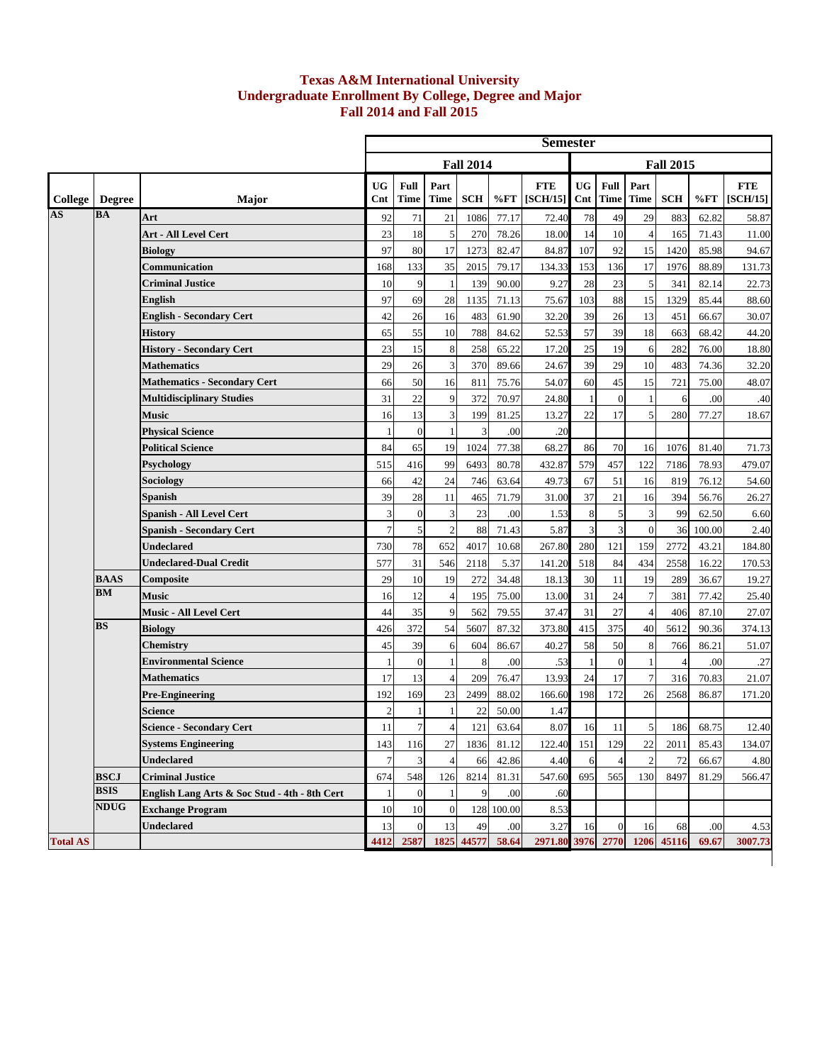# Texas A&M International University
## Undergraduate Enrollment By College, Degree and Major
## Fall 2014 and Fall 2015

| | | | Semester | | | | | | | | | | | |
|---|---|---|---|---|---|---|---|---|---|---|---|---|---|---|
| | | | Fall 2014 | | | | | | Fall 2015 | | | | | |
| College | Degree | Major | UG Cnt | Full Time | Part Time | SCH | %FT | FTE [SCH/15] | UG Cnt | Full Time | Part Time | SCH | %FT | FTE [SCH/15] |
| AS | BA | Art | 92 | 71 | 21 | 1086 | 77.17 | 72.40 | 78 | 49 | 29 | 883 | 62.82 | 58.87 |
| | | Art - All Level Cert | 23 | 18 | 5 | 270 | 78.26 | 18.00 | 14 | 10 | 4 | 165 | 71.43 | 11.00 |
| | | Biology | 97 | 80 | 17 | 1273 | 82.47 | 84.87 | 107 | 92 | 15 | 1420 | 85.98 | 94.67 |
| | | Communication | 168 | 133 | 35 | 2015 | 79.17 | 134.33 | 153 | 136 | 17 | 1976 | 88.89 | 131.73 |
| | | Criminal Justice | 10 | 9 | 1 | 139 | 90.00 | 9.27 | 28 | 23 | 5 | 341 | 82.14 | 22.73 |
| | | English | 97 | 69 | 28 | 1135 | 71.13 | 75.67 | 103 | 88 | 15 | 1329 | 85.44 | 88.60 |
| | | English - Secondary Cert | 42 | 26 | 16 | 483 | 61.90 | 32.20 | 39 | 26 | 13 | 451 | 66.67 | 30.07 |
| | | History | 65 | 55 | 10 | 788 | 84.62 | 52.53 | 57 | 39 | 18 | 663 | 68.42 | 44.20 |
| | | History - Secondary Cert | 23 | 15 | 8 | 258 | 65.22 | 17.20 | 25 | 19 | 6 | 282 | 76.00 | 18.80 |
| | | Mathematics | 29 | 26 | 3 | 370 | 89.66 | 24.67 | 39 | 29 | 10 | 483 | 74.36 | 32.20 |
| | | Mathematics - Secondary Cert | 66 | 50 | 16 | 811 | 75.76 | 54.07 | 60 | 45 | 15 | 721 | 75.00 | 48.07 |
| | | Multidisciplinary Studies | 31 | 22 | 9 | 372 | 70.97 | 24.80 | 1 | 0 | 1 | 6 | .00 | .40 |
| | | Music | 16 | 13 | 3 | 199 | 81.25 | 13.27 | 22 | 17 | 5 | 280 | 77.27 | 18.67 |
| | | Physical Science | 1 | 0 | 1 | 3 | .00 | .20 | | | | | | |
| | | Political Science | 84 | 65 | 19 | 1024 | 77.38 | 68.27 | 86 | 70 | 16 | 1076 | 81.40 | 71.73 |
| | | Psychology | 515 | 416 | 99 | 6493 | 80.78 | 432.87 | 579 | 457 | 122 | 7186 | 78.93 | 479.07 |
| | | Sociology | 66 | 42 | 24 | 746 | 63.64 | 49.73 | 67 | 51 | 16 | 819 | 76.12 | 54.60 |
| | | Spanish | 39 | 28 | 11 | 465 | 71.79 | 31.00 | 37 | 21 | 16 | 394 | 56.76 | 26.27 |
| | | Spanish - All Level Cert | 3 | 0 | 3 | 23 | .00 | 1.53 | 8 | 5 | 3 | 99 | 62.50 | 6.60 |
| | | Spanish - Secondary Cert | 7 | 5 | 2 | 88 | 71.43 | 5.87 | 3 | 3 | 0 | 36 | 100.00 | 2.40 |
| | | Undeclared | 730 | 78 | 652 | 4017 | 10.68 | 267.80 | 280 | 121 | 159 | 2772 | 43.21 | 184.80 |
| | | Undeclared-Dual Credit | 577 | 31 | 546 | 2118 | 5.37 | 141.20 | 518 | 84 | 434 | 2558 | 16.22 | 170.53 |
| | BAAS | Composite | 29 | 10 | 19 | 272 | 34.48 | 18.13 | 30 | 11 | 19 | 289 | 36.67 | 19.27 |
| | BM | Music | 16 | 12 | 4 | 195 | 75.00 | 13.00 | 31 | 24 | 7 | 381 | 77.42 | 25.40 |
| | | Music - All Level Cert | 44 | 35 | 9 | 562 | 79.55 | 37.47 | 31 | 27 | 4 | 406 | 87.10 | 27.07 |
| | BS | Biology | 426 | 372 | 54 | 5607 | 87.32 | 373.80 | 415 | 375 | 40 | 5612 | 90.36 | 374.13 |
| | | Chemistry | 45 | 39 | 6 | 604 | 86.67 | 40.27 | 58 | 50 | 8 | 766 | 86.21 | 51.07 |
| | | Environmental Science | 1 | 0 | 1 | 8 | .00 | .53 | 1 | 0 | 1 | 4 | .00 | .27 |
| | | Mathematics | 17 | 13 | 4 | 209 | 76.47 | 13.93 | 24 | 17 | 7 | 316 | 70.83 | 21.07 |
| | | Pre-Engineering | 192 | 169 | 23 | 2499 | 88.02 | 166.60 | 198 | 172 | 26 | 2568 | 86.87 | 171.20 |
| | | Science | 2 | 1 | 1 | 22 | 50.00 | 1.47 | | | | | | |
| | | Science - Secondary Cert | 11 | 7 | 4 | 121 | 63.64 | 8.07 | 16 | 11 | 5 | 186 | 68.75 | 12.40 |
| | | Systems Engineering | 143 | 116 | 27 | 1836 | 81.12 | 122.40 | 151 | 129 | 22 | 2011 | 85.43 | 134.07 |
| | | Undeclared | 7 | 3 | 4 | 66 | 42.86 | 4.40 | 6 | 4 | 2 | 72 | 66.67 | 4.80 |
| | BSCJ | Criminal Justice | 674 | 548 | 126 | 8214 | 81.31 | 547.60 | 695 | 565 | 130 | 8497 | 81.29 | 566.47 |
| | BSIS | English Lang Arts & Soc Stud - 4th - 8th Cert | 1 | 0 | 1 | 9 | .00 | .60 | | | | | | |
| | NDUG | Exchange Program | 10 | 10 | 0 | 128 | 100.00 | 8.53 | | | | | | |
| | | Undeclared | 13 | 0 | 13 | 49 | .00 | 3.27 | 16 | 0 | 16 | 68 | .00 | 4.53 |
| Total AS | | | 4412 | 2587 | 1825 | 44577 | 58.64 | 2971.80 | 3976 | 2770 | 1206 | 45116 | 69.67 | 3007.73 |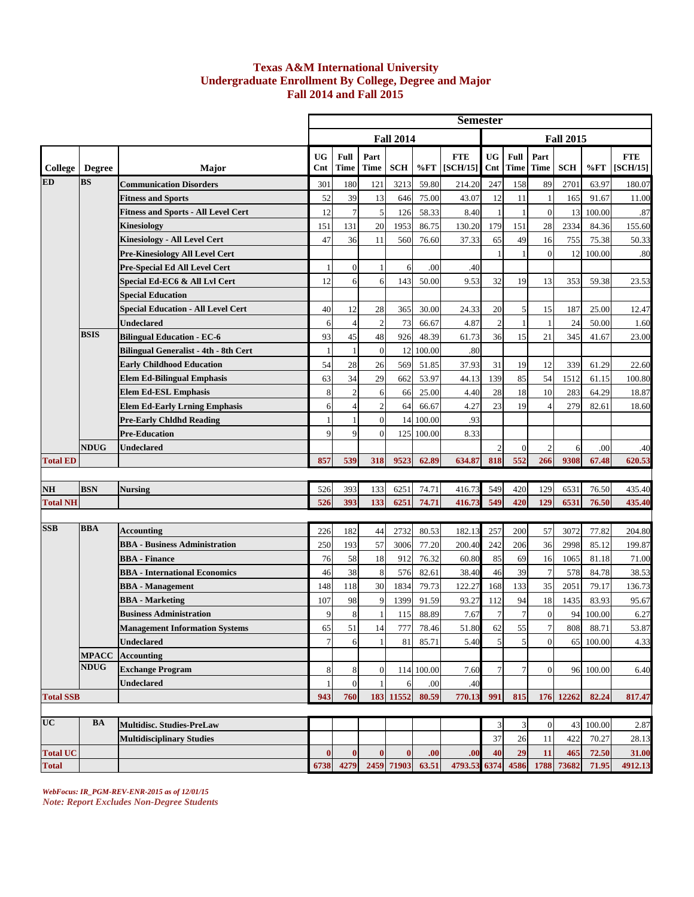# Texas A&M International University
## Undergraduate Enrollment By College, Degree and Major
### Fall 2014 and Fall 2015

| | | | Semester | | | | | | | | | | | |
|---|---|---|---|---|---|---|---|---|---|---|---|---|---|---|
| | | | Fall 2014 | | | | | | Fall 2015 | | | | | |
| College | Degree | Major | UG Cnt | Full Time | Part Time | SCH | %FT | FTE [SCH/15] | UG Cnt | Full Time | Part Time | SCH | %FT | FTE [SCH/15] |
| ED | BS | Communication Disorders | 301 | 180 | 121 | 3213 | 59.80 | 214.20 | 247 | 158 | 89 | 2701 | 63.97 | 180.07 |
| | | Fitness and Sports | 52 | 39 | 13 | 646 | 75.00 | 43.07 | 12 | 11 | 1 | 165 | 91.67 | 11.00 |
| | | Fitness and Sports - All Level Cert | 12 | 7 | 5 | 126 | 58.33 | 8.40 | 1 | 1 | 0 | 13 | 100.00 | .87 |
| | | Kinesiology | 151 | 131 | 20 | 1953 | 86.75 | 130.20 | 179 | 151 | 28 | 2334 | 84.36 | 155.60 |
| | | Kinesiology - All Level Cert | 47 | 36 | 11 | 560 | 76.60 | 37.33 | 65 | 49 | 16 | 755 | 75.38 | 50.33 |
| | | Pre-Kinesiology All Level Cert | | | | | | | 1 | 1 | 0 | 12 | 100.00 | .80 |
| | | Pre-Special Ed All Level Cert | 1 | 0 | 1 | 6 | .00 | .40 | | | | | | |
| | | Special Ed-EC6 & All Lvl Cert | 12 | 6 | 6 | 143 | 50.00 | 9.53 | 32 | 19 | 13 | 353 | 59.38 | 23.53 |
| | | Special Education | | | | | | | | | | | | |
| | | Special Education - All Level Cert | 40 | 12 | 28 | 365 | 30.00 | 24.33 | 20 | 5 | 15 | 187 | 25.00 | 12.47 |
| | | Undeclared | 6 | 4 | 2 | 73 | 66.67 | 4.87 | 2 | 1 | 1 | 24 | 50.00 | 1.60 |
| | BSIS | Bilingual Education - EC-6 | 93 | 45 | 48 | 926 | 48.39 | 61.73 | 36 | 15 | 21 | 345 | 41.67 | 23.00 |
| | | Bilingual Generalist - 4th - 8th Cert | 1 | 1 | 0 | 12 | 100.00 | .80 | | | | | | |
| | | Early Childhood Education | 54 | 28 | 26 | 569 | 51.85 | 37.93 | 31 | 19 | 12 | 339 | 61.29 | 22.60 |
| | | Elem Ed-Bilingual Emphasis | 63 | 34 | 29 | 662 | 53.97 | 44.13 | 139 | 85 | 54 | 1512 | 61.15 | 100.80 |
| | | Elem Ed-ESL Emphasis | 8 | 2 | 6 | 66 | 25.00 | 4.40 | 28 | 18 | 10 | 283 | 64.29 | 18.87 |
| | | Elem Ed-Early Lrning Emphasis | 6 | 4 | 2 | 64 | 66.67 | 4.27 | 23 | 19 | 4 | 279 | 82.61 | 18.60 |
| | | Pre-Early Chldhd Reading | 1 | 1 | 0 | 14 | 100.00 | .93 | | | | | | |
| | | Pre-Education | 9 | 9 | 0 | 125 | 100.00 | 8.33 | | | | | | |
| | NDUG | Undeclared | | | | | | | 2 | 0 | 2 | 6 | .00 | .40 |
| Total ED | | | 857 | 539 | 318 | 9523 | 62.89 | 634.87 | 818 | 552 | 266 | 9308 | 67.48 | 620.53 |
| NH | BSN | Nursing | 526 | 393 | 133 | 6251 | 74.71 | 416.73 | 549 | 420 | 129 | 6531 | 76.50 | 435.40 |
| Total NH | | | 526 | 393 | 133 | 6251 | 74.71 | 416.73 | 549 | 420 | 129 | 6531 | 76.50 | 435.40 |
| SSB | BBA | Accounting | 226 | 182 | 44 | 2732 | 80.53 | 182.13 | 257 | 200 | 57 | 3072 | 77.82 | 204.80 |
| | | BBA - Business Administration | 250 | 193 | 57 | 3006 | 77.20 | 200.40 | 242 | 206 | 36 | 2998 | 85.12 | 199.87 |
| | | BBA - Finance | 76 | 58 | 18 | 912 | 76.32 | 60.80 | 85 | 69 | 16 | 1065 | 81.18 | 71.00 |
| | | BBA - International Economics | 46 | 38 | 8 | 576 | 82.61 | 38.40 | 46 | 39 | 7 | 578 | 84.78 | 38.53 |
| | | BBA - Management | 148 | 118 | 30 | 1834 | 79.73 | 122.27 | 168 | 133 | 35 | 2051 | 79.17 | 136.73 |
| | | BBA - Marketing | 107 | 98 | 9 | 1399 | 91.59 | 93.27 | 112 | 94 | 18 | 1435 | 83.93 | 95.67 |
| | | Business Administration | 9 | 8 | 1 | 115 | 88.89 | 7.67 | 7 | 7 | 0 | 94 | 100.00 | 6.27 |
| | | Management Information Systems | 65 | 51 | 14 | 777 | 78.46 | 51.80 | 62 | 55 | 7 | 808 | 88.71 | 53.87 |
| | | Undeclared | 7 | 6 | 1 | 81 | 85.71 | 5.40 | 5 | 5 | 0 | 65 | 100.00 | 4.33 |
| | MPACC | Accounting | | | | | | | | | | | | |
| | NDUG | Exchange Program | 8 | 8 | 0 | 114 | 100.00 | 7.60 | 7 | 7 | 0 | 96 | 100.00 | 6.40 |
| | | Undeclared | 1 | 0 | 1 | 6 | .00 | .40 | | | | | | |
| Total SSB | | | 943 | 760 | 183 | 11552 | 80.59 | 770.13 | 991 | 815 | 176 | 12262 | 82.24 | 817.47 |
| UC | BA | Multidisc. Studies-PreLaw | | | | | | | 3 | 3 | 0 | 43 | 100.00 | 2.87 |
| | | Multidisciplinary Studies | | | | | | | 37 | 26 | 11 | 422 | 70.27 | 28.13 |
| Total UC | | | 0 | 0 | 0 | 0 | .00 | .00 | 40 | 29 | 11 | 465 | 72.50 | 31.00 |
| Total | | | 6738 | 4279 | 2459 | 71903 | 63.51 | 4793.53 | 6374 | 4586 | 1788 | 73682 | 71.95 | 4912.13 |

*WebFocus: IR_PGM-REV-ENR-2015 as of 12/01/15*
*Note: Report Excludes Non-Degree Students*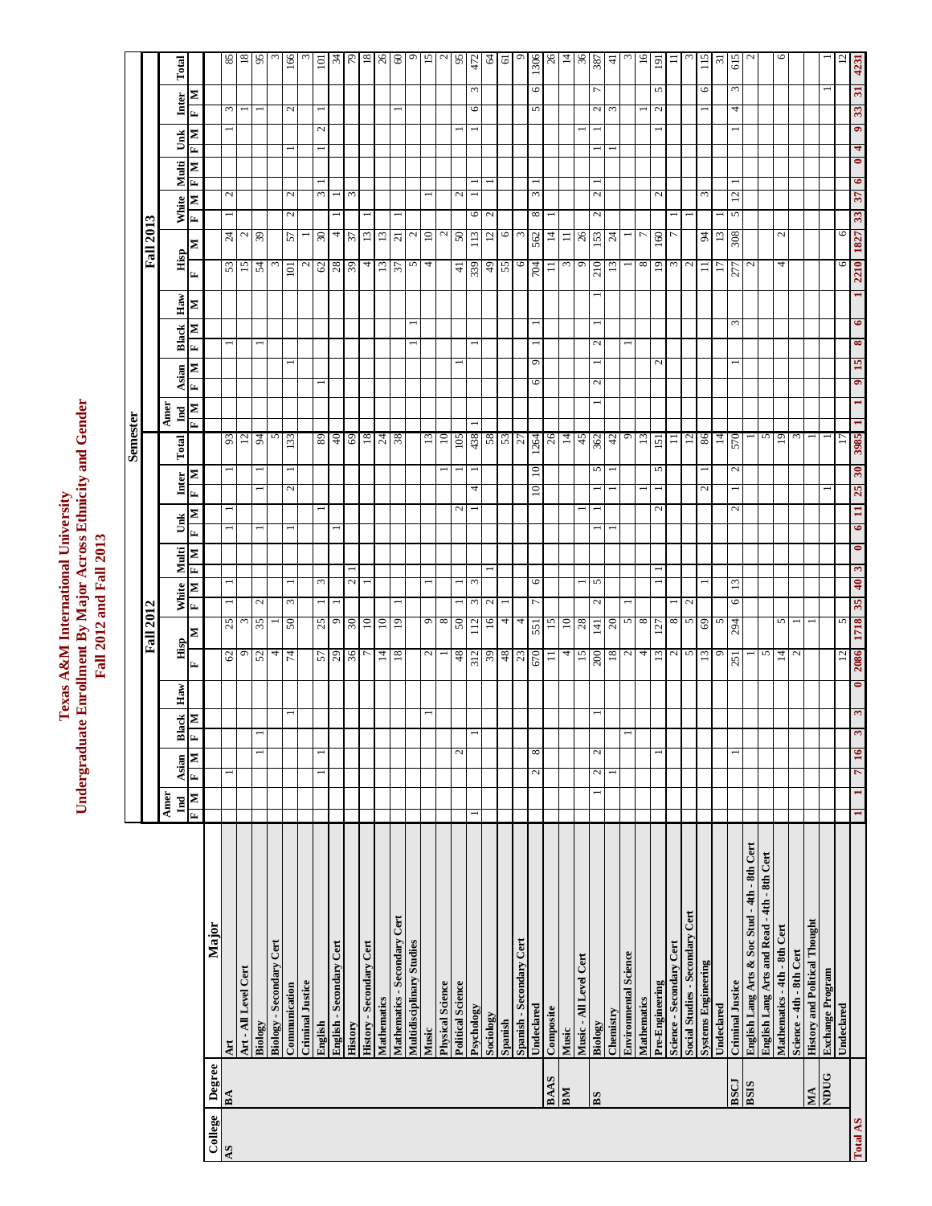# Texas A&M International University
## Undergraduate Enrollment By Major Across Ethnicity and Gender
### Fall 2012 and Fall 2013

| College | Degree | Major | Fall 2012 Amer Ind | | Fall 2012 Asian | | Fall 2012 Black | | Fall 2012 Haw | Fall 2012 Hisp | | Fall 2012 White | | Fall 2012 Multi | | Fall 2012 Unk | | Fall 2012 Inter | | Fall 2012 Total | Fall 2013 Amer Ind | | Fall 2013 Asian | | Fall 2013 Black | | Fall 2013 Haw | Fall 2013 Hisp | | Fall 2013 White | | Fall 2013 Multi | | Fall 2013 Unk | | Fall 2013 Inter | | Fall 2013 Total |
|---|---|---|---|---|---|---|---|---|---|---|---|---|---|---|---|---|---|---|---|---|---|---|---|---|---|---|---|---|---|---|---|---|---|---|---|---|---|
| | | | F | M | F | M | F | M | | F | M | F | M | F | M | F | M | F | M | | F | M | F | M | F | M | M | F | M | F | M | F | M | F | M | F | M | |
| AS | BA | Art | | | 1 | | | | | 62 | 25 | 1 | 1 | | | 1 | 1 | | 1 | 93 | | | | | 1 | | | 53 | 24 | 1 | 2 | | | | 1 | 3 | | 85 |
| | | Art - All Level Cert | | | | | | | | 9 | 3 | | | | | | | | | 12 | | | | | | | | 15 | 2 | | | | | | | | 1 | 18 |
| | | Biology | | | | 1 | 1 | | | 52 | 35 | 2 | | | | 1 | | 1 | 1 | 94 | | | | | 1 | | | 54 | 39 | | | | | | | | 1 | 95 |
| | | Biology - Secondary Cert | | | | | | | | 4 | 1 | | | | | | | | | 5 | | | | | | | | 3 | | | | | | | | | | 3 |
| | | Communication | | | | | | 1 | | 74 | 50 | 3 | 1 | | | 1 | | 2 | 1 | 133 | | | | 1 | | | | 101 | 57 | 2 | 2 | | | 1 | | 2 | | 166 |
| | | Criminal Justice | | | | | | | | | | | | | | | | | | | | | | | | | | 2 | 1 | | | | | | | | | 3 |
| | | English | | | 1 | 1 | | | | 57 | 25 | 1 | 3 | | | | 1 | | | 89 | | | 1 | | | | | 62 | 30 | | 3 | 1 | | 1 | 2 | 1 | | 101 |
| | | English - Secondary Cert | | | | | | | | 29 | 9 | 1 | | | | 1 | | | | 40 | | | | | | | | 28 | 4 | 1 | 1 | | | | | | | 34 |
| | | History | | | | | | | | 36 | 30 | | 2 | 1 | | | | | | 69 | | | | | | | | 39 | 37 | | 3 | | | | | | | 79 |
| | | History - Secondary Cert | | | | | | | | 7 | 10 | | 1 | | | | | | | 18 | | | | | | | | 4 | 13 | 1 | | | | | | | | 18 |
| | | Mathematics | | | | | | | | 14 | 10 | | | | | | | | | 24 | | | | | | | | 13 | 13 | | | | | | | | | 26 |
| | | Mathematics - Secondary Cert | | | | | | | | 18 | 19 | 1 | | | | | | | | 38 | | | | | | | | 37 | 21 | 1 | | | | | | | 1 | 60 |
| | | Multidisciplinary Studies | | | | | | | | | | | | | | | | | | | | | | | 1 | 1 | | 5 | 2 | | | | | | | | | 9 |
| | | Music | | | | | | 1 | | 2 | 9 | | 1 | | | | | | | 13 | | | | | | | | 4 | 10 | | 1 | | | | | | | 15 |
| | | Physical Science | | | | | | | | 1 | 8 | | | | | | | | 1 | 10 | | | | | | | | | 2 | | | | | | | | | 2 |
| | | Political Science | | | | 2 | | | | 48 | 50 | 1 | 1 | | | | 2 | | 1 | 105 | | | | 1 | | | | 41 | 50 | | 2 | | | | 1 | | | 95 |
| | | Psychology | 1 | | | | 1 | | | 312 | 112 | 3 | 3 | | | | 1 | 4 | 1 | 438 | 1 | | | | 1 | | | 339 | 113 | 6 | 1 | 1 | | | 1 | 6 | 3 | 472 |
| | | Sociology | | | | | | | | 39 | 16 | 2 | | 1 | | | | | | 58 | | | | | | | | 49 | 12 | 2 | | 1 | | | | | | 64 |
| | | Spanish | | | | | | | | 48 | 4 | 1 | | | | | | | | 53 | | | | | | | | 55 | 6 | | | | | | | | | 61 |
| | | Spanish - Secondary Cert | | | | | | | | 23 | 4 | | | | | | | | | 27 | | | | | | | | 6 | 3 | | | | | | | | | 9 |
| | | Undeclared | | | 2 | 8 | | | | 670 | 551 | 7 | 6 | | | | | 10 | 10 | 1264 | | | 6 | 9 | 1 | 1 | | 704 | 562 | 8 | 3 | 1 | | | | 5 | 6 | 1306 |
| | BAAS | Composite | | | | | | | | 11 | 15 | | | | | | | | | 26 | | | | | | | | 11 | 14 | 1 | | | | | | | | 26 |
| | BM | Music | | | | | | | | 4 | 10 | | | | | | | | | 14 | | | | | | | | 3 | 11 | | | | | | | | | 14 |
| | | Music - All Level Cert | | | | | | | | 15 | 28 | | 1 | | | | 1 | | | 45 | | | | | | | | 9 | 26 | | | | | | 1 | | | 36 |
| | BS | Biology | 1 | | 2 | 2 | | 1 | | 200 | 141 | 2 | 5 | | | 1 | 1 | 1 | 5 | 362 | | 1 | 2 | 1 | 2 | 1 | 1 | 210 | 153 | 2 | 2 | 1 | | 1 | 1 | 2 | 7 | 387 |
| | | Chemistry | | | 1 | | | | | 18 | 20 | | | | | 1 | | 1 | 1 | 42 | | | | | | | | 13 | 24 | | | | | 1 | | 3 | | 41 |
| | | Environmental Science | | | | | 1 | | | 2 | 5 | 1 | | | | | | | | 9 | | | | | 1 | | | 1 | 1 | | | | | | | | | 3 |
| | | Mathematics | | | | | | | | 4 | 8 | | | | | | | 1 | | 13 | | | | | | | | 8 | 7 | | | | | | 1 | | | 16 |
| | | Pre-Engineering | | | | 1 | | | | 13 | 127 | | 1 | 1 | | | 2 | 1 | 5 | 151 | | | | 2 | | | | 19 | 160 | | 2 | | | | 1 | 2 | 5 | 191 |
| | | Science - Secondary Cert | | | | | | | | 2 | 8 | 1 | | | | | | | | 11 | | | | | | | | 3 | 7 | 1 | | | | | | | | 11 |
| | | Social Studies - Secondary Cert | | | | | | | | 5 | 5 | 2 | | | | | | | | 12 | | | | | | | | 2 | | 1 | | | | | | | | 3 |
| | | Systems Engineering | | | | | | | | 13 | 69 | | 1 | | | | | 2 | 1 | 86 | | | | | | | | 11 | 94 | | 3 | | | | 1 | 6 | | 115 |
| | | Undeclared | | | | | | | | 9 | 5 | | | | | | | | | 14 | | | | | | | | 17 | 13 | 1 | | | | | | | | 31 |
| | BSCJ | Criminal Justice | | | | 1 | | | | 251 | 294 | 6 | 13 | | | | 2 | 1 | 2 | 570 | | | | 1 | | 3 | | 277 | 308 | 5 | 12 | 1 | | | 1 | 4 | 3 | 615 |
| | BSIS | English Lang Arts & Soc Stud - 4th - 8th Cert | | | | | | | | 1 | | | | | | | | | | 1 | | | | | | | | 2 | | | | | | | | | | 2 |
| | | English Lang Arts and Read - 4th - 8th Cert | | | | | | | | 5 | | | | | | | | | | 5 | | | | | | | | | | | | | | | | | | |
| | | Mathematics - 4th - 8th Cert | | | | | | | | 14 | 5 | | | | | | | | | 19 | | | | | | | | 4 | 2 | | | | | | | | | 6 |
| | | Science - 4th - 8th Cert | | | | | | | | 2 | 1 | | | | | | | | | 3 | | | | | | | | | | | | | | | | | | |
| | MA | History and Political Thought | | | | | | | | | 1 | | | | | | | | | 1 | | | | | | | | | | | | | | | | | | |
| | NDUG | Exchange Program | | | | | | | | | | | | | | | | 1 | | 1 | | | | | | | | | | | | | | | | | 1 | 1 |
| | | Undeclared | | | | | | | | 12 | 5 | | | | | | | | | 17 | | | | | | | | 6 | 6 | | | | | | | | | 12 |
| Total AS | | | 1 | 1 | 7 | 16 | 3 | 3 | 0 | 2086 | 1718 | 35 | 40 | 3 | 0 | 6 | 11 | 25 | 30 | 3985 | 1 | 1 | 9 | 15 | 8 | 6 | 1 | 2210 | 1827 | 33 | 37 | 6 | 0 | 4 | 9 | 33 | 31 | 4231 |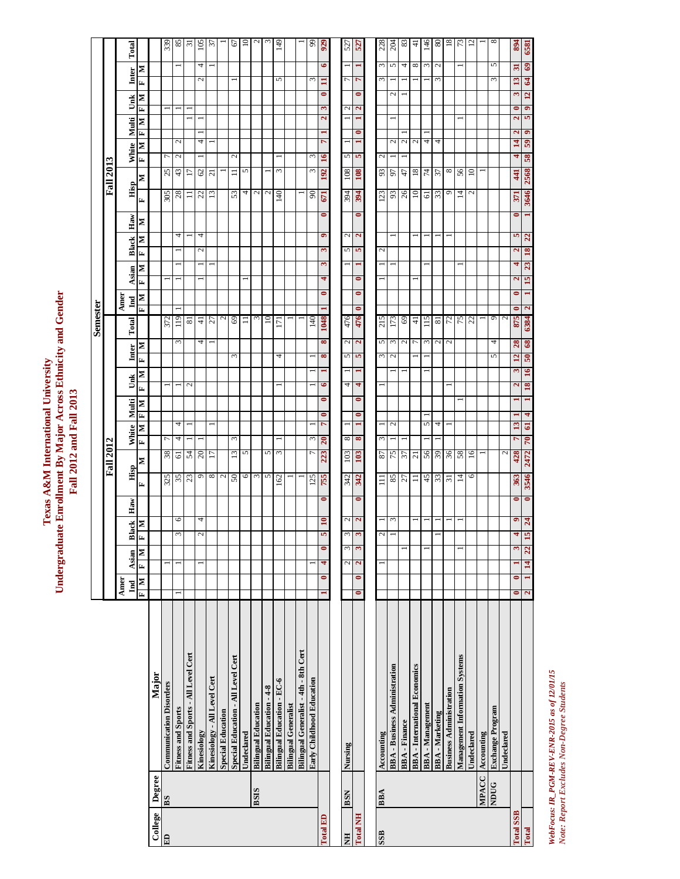# Texas A&M International University
## Undergraduate Enrollment By Major Across Ethnicity and Gender
## Fall 2012 and Fall 2013

| | | | Semester | | | | | | | | | | | | | | | | | | | | | | | | | | | | | | | | | | |
|---|---|---|---|---|---|---|---|---|---|---|---|---|---|---|---|---|---|---|---|---|---|---|---|---|---|---|---|---|---|---|---|---|---|---|---|---|---|
| | | | Fall 2012 | | | | | | | | | | | | | | | | | | Fall 2013 | | | | | | | | | | | | | | | | | |
| | | | Amer Ind | | Asian | | Black | | Haw | Hisp | | White | | Multi | | Unk | | Inter | | Total | Amer Ind | | Asian | | Black | | Haw | Hisp | | White | | Multi | | Unk | | Inter | | Total |
| College | Degree | Major | F | M | F | M | F | M | M | F | M | F | M | F | M | F | M | F | M | | F | M | F | M | F | M | M | F | M | F | M | F | M | F | M | F | M | |
| ED | BS | Communication Disorders | | | 1 | | | | | 325 | 38 | 7 | | | | 1 | | | | 372 | | | | 1 | | | | 305 | 25 | 7 | | | | 1 | | | | 339 |
| | | Fitness and Sports | 1 | | 1 | | 3 | 6 | | 35 | 61 | 4 | 4 | | | 1 | | | 3 | 119 | 1 | | 1 | 1 | 1 | 4 | | 28 | 43 | 2 | 2 | | | 1 | | | 1 | 85 |
| | | Fitness and Sports - All Level Cert | | | | | | | | 23 | 54 | 1 | 1 | | | 2 | | | | 81 | | | | | | 1 | | 11 | 17 | | | | 1 | 1 | | | | 31 |
| | | Kinesiology | | | 1 | | 2 | 4 | | 9 | 20 | 1 | | | | | | | 4 | 41 | | | 1 | 1 | 2 | 4 | | 22 | 62 | 1 | 4 | 1 | 1 | | | 2 | 4 | 105 |
| | | Kinesiology - All Level Cert | | | | | | | | 8 | 17 | | 1 | | | | | | 1 | 27 | | | 1 | | | | | 13 | 21 | | 1 | | | | | | 1 | 37 |
| | | Special Education | | | | | | | | 2 | | | | | | | | | | 2 | | | | | | | | | 1 | | | | | | | | | 1 |
| | | Special Education - All Level Cert | | | | | | | | 50 | 13 | 3 | | | | | | 3 | | 69 | | | | | | | | 53 | 11 | 2 | | | | | | 1 | | 67 |
| | | Undeclared | | | | | | | | 6 | 5 | | | | | | | | | 11 | | | 1 | | | | | 4 | 5 | | | | | | | | | 10 |
| | BSIS | Bilingual Education | | | | | | | | 3 | | | | | | | | | | 3 | | | | | | | | 2 | | | | | | | | | | 2 |
| | | Bilingual Education - 4-8 | | | | | | | | 5 | 5 | | | | | | | | | 10 | | | | | | | | 2 | 1 | | | | | | | | | 3 |
| | | Bilingual Education - EC-6 | | | | | | | | 162 | 3 | 1 | | | | 1 | | 4 | | 171 | | | | | | | | 140 | 3 | 1 | | | | | | 5 | | 149 |
| | | Bilingual Generalist | | | | | | | | 1 | | | | | | | | | | 1 | | | | | | | | | | | | | | | | | | |
| | | Bilingual Generalist - 4th - 8th Cert | | | | | | | | 1 | | | | | | | | | | 1 | | | | | | | | 1 | | | | | | | | | | 1 |
| | | Early Childhood Education | | | 1 | | | | | 125 | 7 | 3 | 1 | | | 1 | 1 | 1 | | 140 | | | | | | | | 90 | 3 | 3 | | | | | | 3 | | 99 |
| Total ED | | | 1 | 0 | 4 | 0 | 5 | 10 | 0 | 755 | 223 | 20 | 7 | 0 | 0 | 6 | 1 | 8 | 8 | 1048 | 1 | 0 | 4 | 3 | 3 | 9 | 0 | 671 | 192 | 16 | 7 | 1 | 2 | 3 | 0 | 11 | 6 | 929 |
| NH | BSN | Nursing | | | 2 | 3 | 3 | 2 | | 342 | 103 | 8 | 1 | | | 4 | 1 | 5 | 2 | 476 | | | | 1 | 5 | 2 | | 394 | 108 | 5 | 1 | | 1 | 2 | | 7 | 1 | 527 |
| Total NH | | | 0 | 0 | 2 | 3 | 3 | 2 | 0 | 342 | 103 | 8 | 1 | 0 | 0 | 4 | 1 | 5 | 2 | 476 | 0 | 0 | 0 | 1 | 5 | 2 | 0 | 394 | 108 | 5 | 1 | 0 | 1 | 2 | 0 | 7 | 1 | 527 |
| SSB | BBA | Accounting | | | 1 | | 2 | 1 | | 111 | 87 | 3 | 1 | | | 1 | | 3 | 5 | 215 | | | 1 | 1 | 2 | | | 123 | 93 | 2 | | | | | | 3 | 3 | 228 |
| | | BBA - Business Administration | | | | | 1 | 3 | | 85 | 75 | 1 | 2 | | | | 1 | 2 | 3 | 173 | | | | 1 | | 1 | | 93 | 97 | 1 | 2 | | 1 | | 2 | 1 | 5 | 204 |
| | | BBA - Finance | | | | 1 | | | | 27 | 37 | 1 | | | | | 1 | | 2 | 69 | | | | | | | | 26 | 47 | 1 | 2 | 1 | | | 1 | 1 | 4 | 83 |
| | | BBA - International Economics | | | | | | 1 | | 11 | 21 | | | | | | | 1 | 7 | 41 | | | | | | 1 | | 10 | 18 | | 2 | 1 | | | | 1 | 8 | 41 |
| | | BBA - Management | | | | 1 | | 1 | | 45 | 56 | 1 | 5 | 1 | | | 1 | 1 | 3 | 115 | | | | 1 | | 1 | | 61 | 74 | | 4 | 1 | | | | 1 | 3 | 146 |
| | | BBA - Marketing | | | | | 1 | 1 | | 33 | 39 | 1 | 4 | | | | | | 2 | 81 | | | | | | 1 | | 33 | 37 | | 4 | | | | | 3 | 2 | 80 |
| | | Business Administration | | | | | | 1 | | 31 | 36 | | 1 | | | 1 | | | 2 | 72 | | | | | | 1 | | 9 | 8 | | | | | | | | | 18 |
| | | Management Information Systems | | | | 1 | | 1 | | 14 | 58 | | | | 1 | | | | | 75 | | | | 1 | | | | 14 | 56 | | | | 1 | | | | 1 | 73 |
| | | Undeclared | | | | | | | | 6 | 16 | | | | | | | | | 22 | | | | | | | | 2 | 10 | | | | | | | | | 12 |
| | MPACC | Accounting | | | | | | | | | 1 | | | | | | | | | 1 | | | | | | | | | 1 | | | | | | | | | 1 |
| | NDUG | Exchange Program | | | | | | | | | | | | | | | | 5 | 4 | 9 | | | | | | | | | | | | | | | | 3 | 5 | 8 |
| | | Undeclared | | | | | | | | | 2 | | | | | | | | | 2 | | | | | | | | | | | | | | | | | | |
| Total SSB | | | 0 | 0 | 1 | 3 | 4 | 9 | 0 | 363 | 428 | 7 | 13 | 1 | 1 | 2 | 3 | 12 | 28 | 875 | 0 | 0 | 2 | 4 | 2 | 5 | 0 | 371 | 441 | 4 | 14 | 2 | 2 | 0 | 3 | 13 | 31 | 894 |
| Total | | | 2 | 1 | 14 | 22 | 15 | 24 | 0 | 3546 | 2472 | 70 | 61 | 4 | 1 | 18 | 16 | 50 | 68 | 6384 | 2 | 1 | 15 | 23 | 18 | 22 | 1 | 3646 | 2568 | 58 | 59 | 9 | 5 | 9 | 12 | 64 | 69 | 6581 |

*WebFocus: IR_PGM-REV-ENR-2015 as of 12/01/15*
*Note: Report Excludes Non-Degree Students*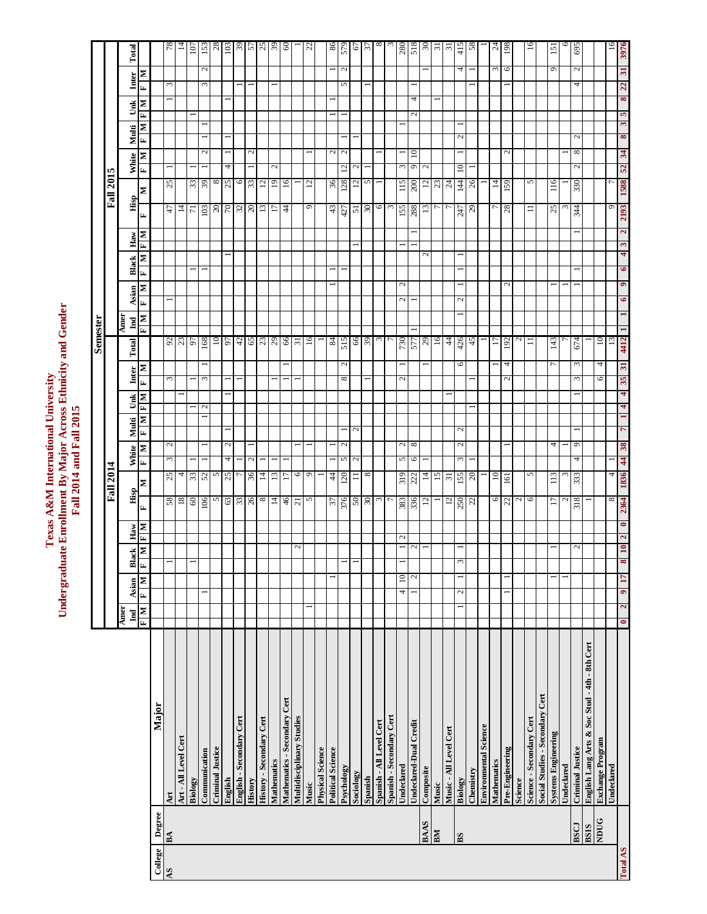# Texas A&M International University
## Undergraduate Enrollment By Major Across Ethnicity and Gender
### Fall 2014 and Fall 2015

| College | Degree | Major | Fall 2014 | | | | | | | | | | | | | | | | | | | Fall 2015 | | | | | | | | | | | | | | | | | | |
|---|---|---|---|---|---|---|---|---|---|---|---|---|---|---|---|---|---|---|---|---|---|---|---|---|---|---|---|---|---|---|---|---|---|---|---|---|---|---|---|---|
| | | | Amer Ind | | Asian | | Black | | Haw | | Hisp | | White | | Multi | | Unk | | Inter | | Total | Amer Ind | | Asian | | Black | | Haw | | Hisp | | White | | Multi | | Unk | | Inter | | Total |
| | | | F | M | F | M | F | M | F | M | F | M | F | M | F | M | F | M | F | M | | F | M | F | M | F | M | F | M | F | M | F | M | F | M | F | M | F | M | |
| AS | BA | Art | | | | | 1 | | | | 58 | 25 | 3 | 2 | | | | | 3 | | 92 | | | 1 | | | | | | 47 | 25 | 1 | | | | | 1 | 3 | | 78 |
| | | Art - All Level Cert | | | | | | | | | 18 | 4 | | | | | | 1 | | | 23 | | | | | | | | | 14 | | | | | | | | | | 14 |
| | | Biology | | | | | 1 | | | | 60 | 33 | 1 | | | | 1 | | 1 | | 97 | | | | | 1 | | | | 71 | 33 | 1 | | | | 1 | | | | 107 |
| | | Communication | | | 1 | | | | | | 106 | 52 | 1 | 1 | | 1 | 2 | | 3 | 1 | 168 | | | | | 1 | | | | 103 | 39 | 1 | 2 | 1 | 1 | | | 3 | 2 | 153 |
| | | Criminal Justice | | | | | | | | | 5 | 5 | | | | | | | | | 10 | | | | | | | | | 20 | 8 | | | | | | | | | 28 |
| | | English | | | | | | | | | 63 | 25 | 4 | 2 | 1 | | | 1 | 1 | | 97 | | | | | | 1 | | | 70 | 25 | 4 | 1 | 1 | | | | 1 | | 103 |
| | | English - Secondary Cert | | | | | | | | | 33 | 7 | | 1 | | | | | 1 | | 42 | | | | | | | | | 32 | 6 | | | | | | | 1 | | 39 |
| | | History | | | | | | | | | 26 | 36 | 2 | 1 | | | | | | | 65 | | | | | | | | | 20 | 33 | 1 | 2 | | | | | 1 | | 57 |
| | | History - Secondary Cert | | | | | | | | | 8 | 14 | 1 | | | | | | | | 23 | | | | | | | | | 13 | 12 | | | | | | | | | 25 |
| | | Mathematics | | | | | | | | | 14 | 13 | 1 | | | | | | 1 | | 29 | | | | | | | | | 17 | 19 | 2 | | | | | | 1 | | 39 |
| | | Mathematics - Secondary Cert | | | | | | | | | 46 | 17 | 1 | | | | | | 1 | 1 | 66 | | | | | | | | | 44 | 16 | | | | | | | | | 60 |
| | | Multidisciplinary Studies | | | | | | 2 | | | 21 | 6 | | 1 | | | | | 1 | | 31 | | | | | | | | | | 1 | | | | | | | | | 1 |
| | | Music | | 1 | | | | | | | 5 | 9 | | 1 | | | | | | | 16 | | | | | | | | | 9 | 12 | | 1 | | | | | | | 22 |
| | | Physical Science | | | | | | | | | | 1 | | | | | | | | | 1 | | | | | | | | | | | | | | | | | | | |
| | | Political Science | | | | 1 | | | | | 37 | 44 | 1 | 1 | | | | | | | 84 | | | | 1 | 1 | | | | 43 | 36 | | 2 | | | 1 | 1 | | 1 | 86 |
| | | Psychology | | | | | 1 | | | | 376 | 120 | 5 | 2 | 1 | | | | 8 | 2 | 515 | | | | | 1 | | | | 427 | 128 | 12 | 2 | 1 | | 1 | | 5 | 2 | 579 |
| | | Sociology | | | | | 1 | | | | 50 | 11 | 2 | | 2 | | | | | | 66 | | | | | | | 1 | | 51 | 12 | 2 | | 1 | | | | | | 67 |
| | | Spanish | | | | | | | | | 30 | 8 | | | | | | | 1 | | 39 | | | | | | | | | 30 | 5 | 1 | | | | | | 1 | | 37 |
| | | Spanish - All Level Cert | | | | | | | | | 3 | | | | | | | | | | 3 | | | | | | | | | 6 | 1 | | 1 | | | | | | | 8 |
| | | Spanish - Secondary Cert | | | | | | | | | 7 | | | | | | | | | | 7 | | | | | | | | | 3 | | | | | | | | | | 3 |
| | | Undeclared | | | 4 | 10 | 1 | 1 | 2 | | 383 | 319 | 5 | 2 | | | | | 2 | 1 | 730 | | | 2 | 2 | | | 1 | | 155 | 115 | 3 | 1 | | 1 | | | | | 280 |
| | | Undeclared-Dual Credit | | | 1 | 2 | | 2 | | | 336 | 222 | 6 | 8 | | | | | | | 577 | 1 | | 1 | | | | 1 | 1 | 288 | 200 | 9 | 10 | | | 2 | 4 | 1 | | 518 |
| | BAAS | Composite | | | | | 1 | | | | 12 | 14 | 1 | | | | | | 1 | | 29 | | | | | | 2 | | | 13 | 12 | 2 | | | | | | 1 | | 30 |
| | BM | Music | | | | | | | | | 1 | 15 | | | | | | | | | 16 | | | | | | | | | 7 | 23 | | | | | 1 | | | | 31 |
| | | Music - All Level Cert | | | | | | | | | 12 | 31 | | | | | | 1 | | | 44 | | | | | | | | | 7 | 24 | | | | | | | | | 31 |
| | BS | Biology | 1 | | 2 | 1 | 3 | 1 | | | 250 | 155 | 3 | 2 | 2 | | | | | 6 | 426 | 1 | | 2 | 1 | 1 | 1 | | | 247 | 144 | 10 | 1 | 2 | 1 | | | 4 | | 415 |
| | | Chemistry | | | | | | | | | 22 | 20 | 1 | | | | 1 | | 1 | | 45 | | | | | | | | | 29 | 26 | 1 | | | | | 1 | 1 | | 58 |
| | | Environmental Science | | | | | | | | | | 1 | | | | | | | | | 1 | | | | | | | | | | 1 | | | | | | | | | 1 |
| | | Mathematics | | | | | | | | | 6 | 10 | | | | | | | 1 | | 17 | | | | | | | | | 7 | 14 | | | | | | | 3 | | 24 |
| | | Pre-Engineering | | | 1 | 1 | | | | | 22 | 161 | | 1 | | | | | 2 | 4 | 192 | | | | 2 | | | | | 28 | 159 | | 2 | | | | | 1 | 6 | 198 |
| | | Science | | | | | | | | | 2 | | | | | | | | | | 2 | | | | | | | | | | | | | | | | | | | |
| | | Science - Secondary Cert | | | | | | | | | 6 | 5 | | | | | | | | | 11 | | | | | | | | | 11 | 5 | | | | | | | | | 16 |
| | | Social Studies - Secondary Cert | | | | | | | | | | | | | | | | | | | | | | | | | | | | | | | | | | | | | | |
| | | Systems Engineering | | | | 1 | 1 | | | | 17 | 113 | | 4 | | | | | 7 | | 143 | | | | 1 | | | | | 25 | 116 | | | | | | | 9 | | 151 |
| | | Undeclared | | | | 1 | | | | | 2 | 3 | | 1 | | | | | | | 7 | | | | 1 | | | | | 3 | 1 | | 1 | | | | | | | 6 |
| | BSCJ | Criminal Justice | | | | | | 2 | | | 318 | 333 | 4 | 9 | 1 | | | 1 | 3 | 3 | 674 | | | | 1 | 1 | | | 1 | 344 | 330 | 2 | 8 | 2 | | | | 4 | 2 | 695 |
| | BSIS | English Lang Arts & Soc Stud - 4th - 8th Cert | | | | | | | | | 1 | | | | | | | | | | 1 | | | | | | | | | | | | | | | | | | | |
| | NDUG | Exchange Program | | | | | | | | | | | | | | | | | 6 | 4 | 10 | | | | | | | | | | | | | | | | | | | |
| | | Undeclared | | | | | | | | | 8 | 4 | | 1 | | | | | | | 13 | | | | | | | | | 9 | 7 | | | | | | | | | 16 |
| Total AS | | | 0 | 2 | 9 | 17 | 8 | 10 | 2 | 0 | 2364 | 1836 | 44 | 38 | 7 | 1 | 4 | 4 | 35 | 31 | 4412 | 1 | 1 | 6 | 9 | 6 | 4 | 3 | 2 | 2193 | 1588 | 52 | 34 | 8 | 3 | 5 | 8 | 22 | 31 | 3976 |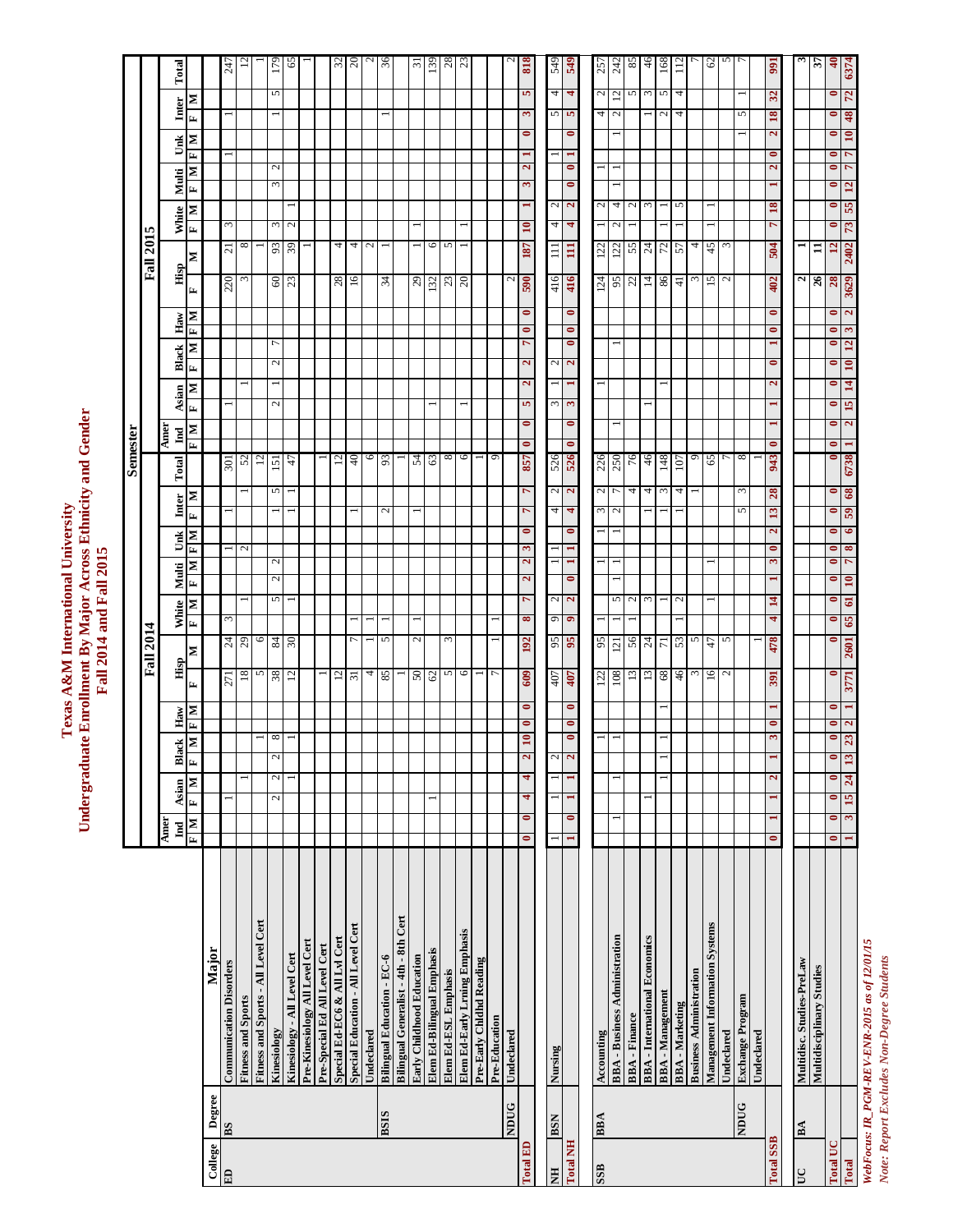# Texas A&M International University
## Undergraduate Enrollment By Major Across Ethnicity and Gender
### Fall 2014 and Fall 2015

| College | Degree | Major | Fall 2014 | | | | | | | | | | | | | | | | | | | Fall 2015 | | | | | | | | | | | | | | | | | | |
|---|---|---|---|---|---|---|---|---|---|---|---|---|---|---|---|---|---|---|---|---|---|---|---|---|---|---|---|---|---|---|---|---|---|---|---|---|---|---|---|---|
| | | | Amer Ind | | Asian | | Black | | Haw | | Hisp | | White | | Multi | | Unk | | Inter | | Total | Amer Ind | | Asian | | Black | | Haw | | Hisp | | White | | Multi | | Unk | | Inter | | Total |
| | | | F | M | F | M | F | M | F | M | F | M | F | M | F | M | F | M | F | M | | F | M | F | M | F | M | F | M | F | M | F | M | F | M | F | M | F | M | |
| ED | BS | Communication Disorders | | | 1 | | | | | | 271 | 24 | 3 | | | | 1 | | 1 | | 301 | | | 1 | | | | | | 220 | 21 | 3 | | | | 1 | | 1 | | 247 |
| | | Fitness and Sports | | | | 1 | | | | | 18 | 29 | | 1 | | | 2 | | | 1 | 52 | | | | 1 | | | | | 3 | 8 | | | | | | | | | 12 |
| | | Fitness and Sports - All Level Cert | | | | | | 1 | | | 5 | 6 | | | | | | | | | 12 | | | | | | | | | | 1 | | | | | | | | | 1 |
| | | Kinesiology | | | 2 | 2 | 2 | 8 | | | 38 | 84 | 5 | | 2 | 2 | | | 1 | 5 | 151 | | | 2 | 1 | 2 | 7 | | | 60 | 93 | 3 | | 3 | 2 | | | 1 | 5 | 179 |
| | | Kinesiology - All Level Cert | | | 1 | | | 1 | | | 12 | 30 | | 1 | | | | | 1 | 1 | 47 | | | | | | | | | 23 | 39 | 2 | 1 | | | | | | | 65 |
| | | Pre-Kinesiology All Level Cert | | | | | | | | | | | | | | | | | | | | | | | | | | | | | 1 | | | | | | | | | 1 |
| | | Pre-Special Ed All Level Cert | | | | | | | | | 1 | | | | | | | | | | 1 | | | | | | | | | | | | | | | | | | | |
| | | Special Ed-EC6 & All Lvl Cert | | | | | | | | | 12 | | | | | | | | | | 12 | | | | | | | | | 28 | 4 | | | | | | | | | 32 |
| | | Special Education - All Level Cert | | | | | | | | | 31 | 7 | | 1 | | | | | 1 | | 40 | | | | | | | | | 16 | 4 | | | | | | | | | 20 |
| | | Undeclared | | | | | | | | | 4 | 1 | | 1 | | | | | | | 6 | | | | | | | | | | 2 | | | | | | | | | 2 |
| | BSIS | Bilingual Education - EC-6 | | | | | | | | | 85 | 5 | | 1 | | | | | 2 | | 93 | | | | | | | | | 34 | 1 | | | | | | | 1 | | 36 |
| | | Bilingual Generalist - 4th - 8th Cert | | | | | | | | | 1 | | | | | | | | | | 1 | | | | | | | | | | | | | | | | | | | |
| | | Early Childhood Education | | | | | | | | | 50 | 2 | | 1 | | | | | 1 | | 54 | | | | | | | | | 29 | 1 | 1 | | | | | | | | 31 |
| | | Elem Ed-Bilingual Emphasis | | | 1 | | | | | | 62 | | | | | | | | | | 63 | | | 1 | | | | | | 132 | 6 | | | | | | | | | 139 |
| | | Elem Ed-ESL Emphasis | | | | | | | | | 5 | 3 | | | | | | | | | 8 | | | | | | | | | 23 | 5 | | | | | | | | | 28 |
| | | Elem Ed-Early Lrning Emphasis | | | | | | | | | 6 | | | | | | | | | | 6 | | | 1 | | | | | | 20 | 1 | 1 | | | | | | | | 23 |
| | | Pre-Early Chldhd Reading | | | | | | | | | 1 | | | | | | | | | | 1 | | | | | | | | | | | | | | | | | | | |
| | | Pre-Education | | | | | | | | | 7 | 1 | | 1 | | | | | | | 9 | | | | | | | | | | | | | | | | | | | |
| | NDUG | Undeclared | | | | | | | | | | | | | | | | | | | | | | | | | | | | 2 | | | | | | | | | | 2 |
| Total ED | | | 0 | 0 | 4 | 4 | 2 | 10 | 0 | 0 | 609 | 192 | 8 | 7 | 2 | 2 | 3 | 0 | 7 | 7 | 857 | 0 | 0 | 5 | 2 | 2 | 7 | 0 | 0 | 590 | 187 | 10 | 1 | 3 | 2 | 1 | 0 | 3 | 5 | 818 |
| NH | BSN | Nursing | 1 | | 1 | 1 | 2 | | | | 407 | 95 | 9 | 2 | | 1 | 1 | | 4 | 2 | 526 | | | 3 | 1 | 2 | | | | 416 | 111 | 4 | 2 | | | | 1 | 5 | 4 | 549 |
| Total NH | | | 1 | 0 | 1 | 1 | 2 | 0 | 0 | 0 | 407 | 95 | 9 | 2 | 0 | 1 | 1 | 0 | 4 | 2 | 526 | 0 | 0 | 3 | 1 | 2 | 0 | 0 | 0 | 416 | 111 | 4 | 2 | 0 | 0 | 0 | 1 | 5 | 4 | 549 |
| SSB | BBA | Accounting | | | | | | 1 | | | 122 | 95 | 1 | | | 1 | | 1 | 3 | 2 | 226 | | | | 1 | | | | | 124 | 122 | 1 | 2 | | 1 | | | 4 | 2 | 257 |
| | | BBA - Business Administration | | 1 | | 1 | | 1 | | | 108 | 121 | 1 | 5 | 1 | 1 | | 1 | 2 | 7 | 250 | | 1 | | | | 1 | | | 95 | 122 | 2 | 4 | 1 | 1 | | 1 | 2 | 12 | 242 |
| | | BBA - Finance | | | | | | | | | 13 | 56 | 1 | 2 | | | | | | 4 | 76 | | | | | | | | | 22 | 55 | 1 | 2 | | | | | | 5 | 85 |
| | | BBA - International Economics | | | 1 | | | | | | 13 | 24 | | 3 | | | | | 1 | 4 | 46 | | | 1 | | | | | | 14 | 24 | | 3 | | | | | 1 | 3 | 46 |
| | | BBA - Management | | | | 1 | 1 | 1 | | 1 | 68 | 71 | | 1 | | | | | 1 | 3 | 148 | | | | 1 | | | | | 86 | 72 | 1 | 1 | | | | | 2 | 5 | 168 |
| | | BBA - Marketing | | | | | | | | | 46 | 53 | 1 | 2 | | | | | 1 | 4 | 107 | | | | | | | | | 41 | 57 | 1 | 5 | | | | | 4 | 4 | 112 |
| | | Business Administration | | | | | | | | | 3 | 5 | | | | | | | | 1 | 9 | | | | | | | | | 3 | 4 | | | | | | | | | 7 |
| | | Management Information Systems | | | | | | | | | 16 | 47 | | 1 | | 1 | | | | | 65 | | | | | | | | | 15 | 45 | 1 | 1 | | | | | | | 62 |
| | | Undeclared | | | | | | | | | 2 | 5 | | | | | | | | | 7 | | | | | | | | | 2 | 3 | | | | | | | | | 5 |
| | NDUG | Exchange Program | | | | | | | | | | | | | | | | | 5 | 3 | 8 | | | | | | | | | | | | | | | | 1 | 5 | 1 | 7 |
| | | Undeclared | | | | | | | | | | 1 | | | | | | | | | 1 | | | | | | | | | | | | | | | | | | | |
| Total SSB | | | 0 | 1 | 1 | 2 | 1 | 3 | 0 | 1 | 391 | 478 | 4 | 14 | 1 | 3 | 0 | 2 | 13 | 28 | 943 | 0 | 1 | 1 | 2 | 0 | 1 | 0 | 0 | 402 | 504 | 7 | 18 | 1 | 2 | 0 | 2 | 18 | 32 | 991 |
| UC | BA | Multidisc. Studies-PreLaw | | | | | | | | | | | | | | | | | | | | | | | | | | | | 2 | 1 | | | | | | | | | 3 |
| | | Multidisciplinary Studies | | | | | | | | | | | | | | | | | | | | | | | | | | | | 26 | 11 | | | | | | | | | 37 |
| Total UC | | | 0 | 0 | 0 | 0 | 0 | 0 | 0 | 0 | 0 | 0 | 0 | 0 | 0 | 0 | 0 | 0 | 0 | 0 | 0 | 0 | 0 | 0 | 0 | 0 | 0 | 0 | 0 | 28 | 12 | 0 | 0 | 0 | 0 | 0 | 0 | 0 | 0 | 40 |
| Total | | | 1 | 3 | 15 | 24 | 13 | 23 | 2 | 1 | 3771 | 2601 | 65 | 61 | 10 | 7 | 8 | 6 | 59 | 68 | 6738 | 1 | 2 | 15 | 14 | 10 | 12 | 3 | 2 | 3629 | 2402 | 73 | 55 | 12 | 7 | 7 | 10 | 48 | 72 | 6374 |

*WebFocus: IR_PGM-REV-ENR-2015 as of 12/01/15*

*Note: Report Excludes Non-Degree Students*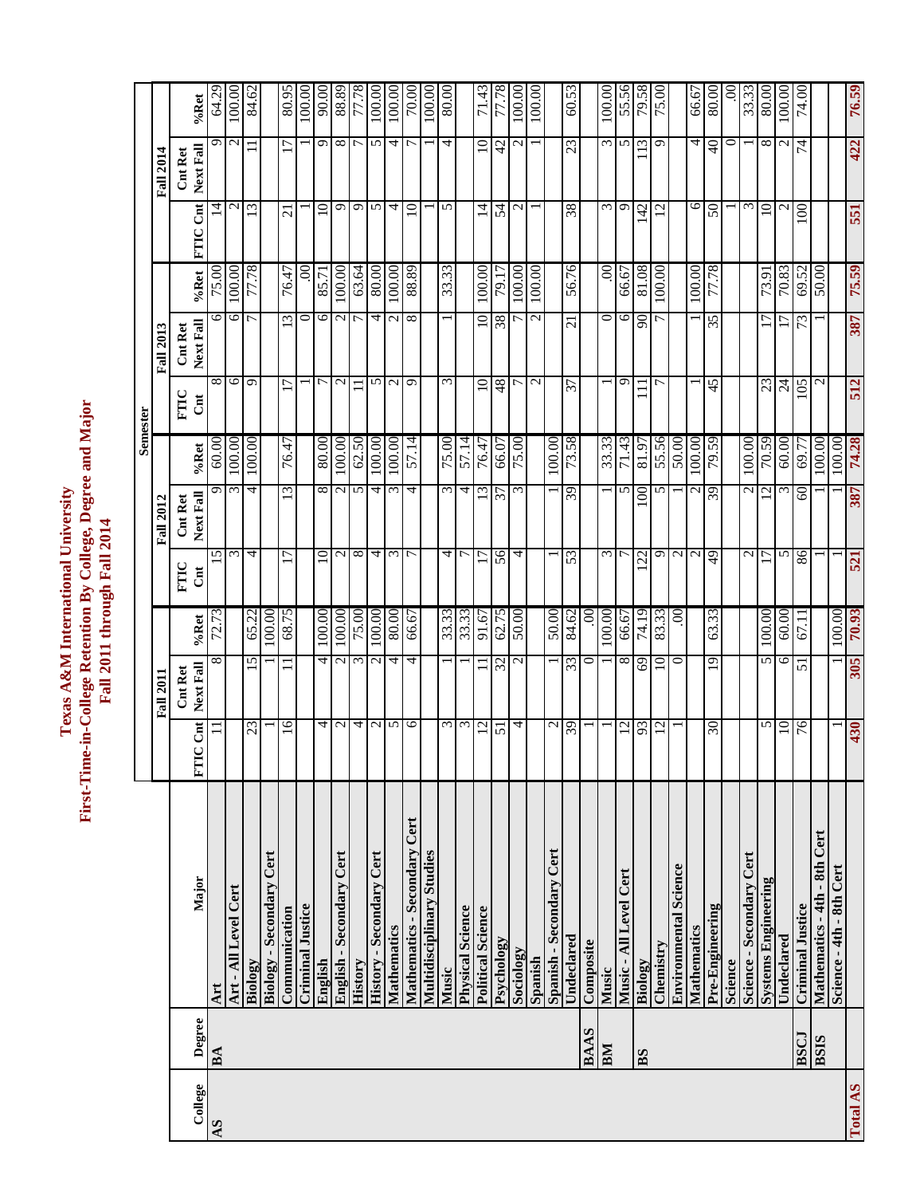# Texas A&M International University
## First-Time-in-College Retention By College, Degree and Major
### Fall 2011 through Fall 2014

| College | Degree | Major | Fall 2011 | | | Fall 2012 | | | Fall 2013 | | | Fall 2014 | | |
|---|---|---|---|---|---|---|---|---|---|---|---|---|---|---|
| | | | FTIC Cnt | Cnt Ret Next Fall | %Ret | FTIC Cnt | Cnt Ret Next Fall | %Ret | FTIC Cnt | Cnt Ret Next Fall | %Ret | FTIC Cnt | Cnt Ret Next Fall | %Ret |
| AS | BA | Art | 11 | 8 | 72.73 | 15 | 9 | 60.00 | 8 | 6 | 75.00 | 14 | 9 | 64.29 |
| | | Art - All Level Cert | | | | 3 | 3 | 100.00 | 6 | 6 | 100.00 | 2 | 2 | 100.00 |
| | | Biology | 23 | 15 | 65.22 | 4 | 4 | 100.00 | 9 | 7 | 77.78 | 13 | 11 | 84.62 |
| | | Biology - Secondary Cert | 1 | 1 | 100.00 | | | | | | | | | |
| | | Communication | 16 | 11 | 68.75 | 17 | 13 | 76.47 | 17 | 13 | 76.47 | 21 | 17 | 80.95 |
| | | Criminal Justice | | | | | | | 1 | 0 | .00 | 1 | 1 | 100.00 |
| | | English | 4 | 4 | 100.00 | 10 | 8 | 80.00 | 7 | 6 | 85.71 | 10 | 9 | 90.00 |
| | | English - Secondary Cert | 2 | 2 | 100.00 | 2 | 2 | 100.00 | 2 | 2 | 100.00 | 9 | 8 | 88.89 |
| | | History | 4 | 3 | 75.00 | 8 | 5 | 62.50 | 11 | 7 | 63.64 | 9 | 7 | 77.78 |
| | | History - Secondary Cert | 2 | 2 | 100.00 | 4 | 4 | 100.00 | 5 | 4 | 80.00 | 5 | 5 | 100.00 |
| | | Mathematics | 5 | 4 | 80.00 | 3 | 3 | 100.00 | 2 | 2 | 100.00 | 4 | 4 | 100.00 |
| | | Mathematics - Secondary Cert | 6 | 4 | 66.67 | 7 | 4 | 57.14 | 9 | 8 | 88.89 | 10 | 7 | 70.00 |
| | | Multidisciplinary Studies | | | | | | | | | | 1 | 1 | 100.00 |
| | | Music | 3 | 1 | 33.33 | 4 | 3 | 75.00 | 3 | 1 | 33.33 | 5 | 4 | 80.00 |
| | | Physical Science | 3 | 1 | 33.33 | 7 | 4 | 57.14 | | | | | | |
| | | Political Science | 12 | 11 | 91.67 | 17 | 13 | 76.47 | 10 | 10 | 100.00 | 14 | 10 | 71.43 |
| | | Psychology | 51 | 32 | 62.75 | 56 | 37 | 66.07 | 48 | 38 | 79.17 | 54 | 42 | 77.78 |
| | | Sociology | 4 | 2 | 50.00 | 4 | 3 | 75.00 | 7 | 7 | 100.00 | 2 | 2 | 100.00 |
| | | Spanish | | | | | | | 2 | 2 | 100.00 | 1 | 1 | 100.00 |
| | | Spanish - Secondary Cert | 2 | 1 | 50.00 | 1 | 1 | 100.00 | | | | | | |
| | | Undeclared | 39 | 33 | 84.62 | 53 | 39 | 73.58 | 37 | 21 | 56.76 | 38 | 23 | 60.53 |
| | BAAS | Composite | 1 | 0 | .00 | | | | | | | | | |
| | BM | Music | 1 | 1 | 100.00 | 3 | 1 | 33.33 | 1 | 0 | .00 | 3 | 3 | 100.00 |
| | | Music - All Level Cert | 12 | 8 | 66.67 | 7 | 5 | 71.43 | 9 | 6 | 66.67 | 9 | 5 | 55.56 |
| | BS | Biology | 93 | 69 | 74.19 | 122 | 100 | 81.97 | 111 | 90 | 81.08 | 142 | 113 | 79.58 |
| | | Chemistry | 12 | 10 | 83.33 | 9 | 5 | 55.56 | 7 | 7 | 100.00 | 12 | 9 | 75.00 |
| | | Environmental Science | 1 | 0 | .00 | 2 | 1 | 50.00 | | | | | | |
| | | Mathematics | | | | 2 | 2 | 100.00 | 1 | 1 | 100.00 | 6 | 4 | 66.67 |
| | | Pre-Engineering | 30 | 19 | 63.33 | 49 | 39 | 79.59 | 45 | 35 | 77.78 | 50 | 40 | 80.00 |
| | | Science | | | | | | | | | | 1 | 0 | .00 |
| | | Science - Secondary Cert | | | | 2 | 2 | 100.00 | | | | 3 | 1 | 33.33 |
| | | Systems Engineering | 5 | 5 | 100.00 | 17 | 12 | 70.59 | 23 | 17 | 73.91 | 10 | 8 | 80.00 |
| | | Undeclared | 10 | 6 | 60.00 | 5 | 3 | 60.00 | 24 | 17 | 70.83 | 2 | 2 | 100.00 |
| | BSCJ | Criminal Justice | 76 | 51 | 67.11 | 86 | 60 | 69.77 | 105 | 73 | 69.52 | 100 | 74 | 74.00 |
| | BSIS | Mathematics - 4th - 8th Cert | | | | 1 | 1 | 100.00 | 2 | 1 | 50.00 | | | |
| | | Science - 4th - 8th Cert | 1 | 1 | 100.00 | 1 | 1 | 100.00 | | | | | | |
| **Total AS** | | | **430** | **305** | **70.93** | **521** | **387** | **74.28** | **512** | **387** | **75.59** | **551** | **422** | **76.59** |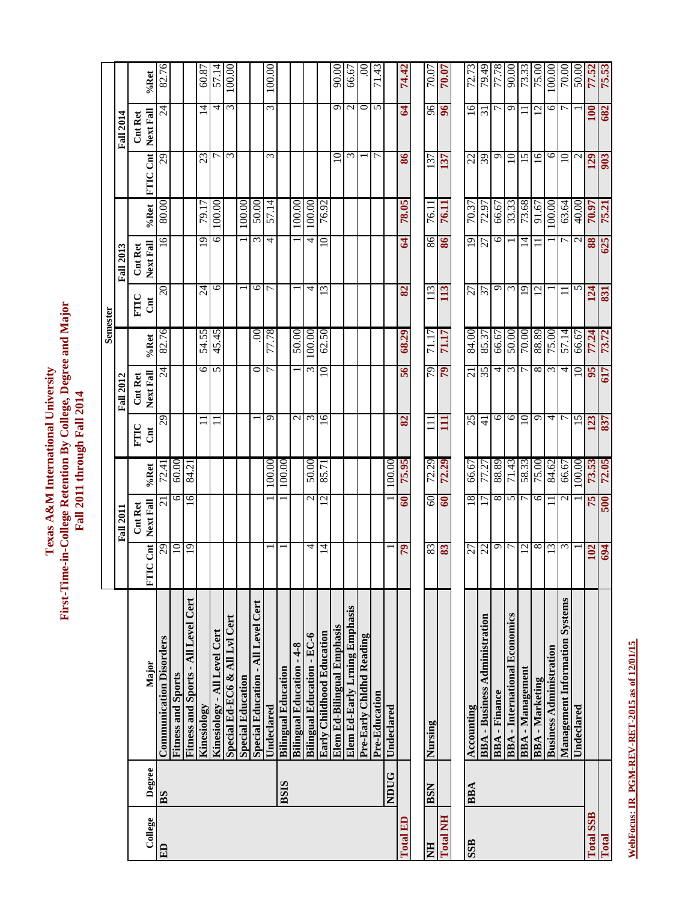# Texas A&M International University
## First-Time-in-College Retention By College, Degree and Major
## Fall 2011 through Fall 2014

| College | Degree | Major | Fall 2011 | | | Fall 2012 | | | Fall 2013 | | | Fall 2014 | | |
|---|---|---|---|---|---|---|---|---|---|---|---|---|---|---|
| | | | FTIC Cnt | Cnt Ret Next Fall | %Ret | FTIC Cnt | Cnt Ret Next Fall | %Ret | FTIC Cnt | Cnt Ret Next Fall | %Ret | FTIC Cnt | Cnt Ret Next Fall | %Ret |
| ED | BS | Communication Disorders | 29 | 21 | 72.41 | 29 | 24 | 82.76 | 20 | 16 | 80.00 | 29 | 24 | 82.76 |
| | | Fitness and Sports | 10 | 6 | 60.00 | | | | | | | | | |
| | | Fitness and Sports - All Level Cert | 19 | 16 | 84.21 | | | | | | | | | |
| | | Kinesiology | | | | 11 | 6 | 54.55 | 24 | 19 | 79.17 | 23 | 14 | 60.87 |
| | | Kinesiology - All Level Cert | | | | 11 | 5 | 45.45 | 6 | 6 | 100.00 | 7 | 4 | 57.14 |
| | | Special Ed-EC6 & All Lvl Cert | | | | | | | | | | 3 | 3 | 100.00 |
| | | Special Education | | | | | | | 1 | 1 | 100.00 | | | |
| | | Special Education - All Level Cert | | | | 1 | 0 | .00 | 6 | 3 | 50.00 | | | |
| | | Undeclared | 1 | 1 | 100.00 | 9 | 7 | 77.78 | 7 | 4 | 57.14 | 3 | 3 | 100.00 |
| | BSIS | Bilingual Education | 1 | 1 | 100.00 | | | | | | | | | |
| | | Bilingual Education - 4-8 | | | | 2 | 1 | 50.00 | 1 | 1 | 100.00 | | | |
| | | Bilingual Education - EC-6 | 4 | 2 | 50.00 | 3 | 3 | 100.00 | 4 | 4 | 100.00 | | | |
| | | Early Childhood Education | 14 | 12 | 85.71 | 16 | 10 | 62.50 | 13 | 10 | 76.92 | | | |
| | | Elem Ed-Bilingual Emphasis | | | | | | | | | | 10 | 9 | 90.00 |
| | | Elem Ed-Early Lrning Emphasis | | | | | | | | | | 3 | 2 | 66.67 |
| | | Pre-Early Chldhd Reading | | | | | | | | | | 1 | 0 | .00 |
| | | Pre-Education | | | | | | | | | | 7 | 5 | 71.43 |
| | NDUG | Undeclared | 1 | 1 | 100.00 | | | | | | | | | |
| **Total ED** | | | **79** | **60** | **75.95** | **82** | **56** | **68.29** | **82** | **64** | **78.05** | **86** | **64** | **74.42** |
| NH | BSN | Nursing | 83 | 60 | 72.29 | 111 | 79 | 71.17 | 113 | 86 | 76.11 | 137 | 96 | 70.07 |
| **Total NH** | | | **83** | **60** | **72.29** | **111** | **79** | **71.17** | **113** | **86** | **76.11** | **137** | **96** | **70.07** |
| SSB | BBA | Accounting | 27 | 18 | 66.67 | 25 | 21 | 84.00 | 27 | 19 | 70.37 | 22 | 16 | 72.73 |
| | | BBA - Business Administration | 22 | 17 | 77.27 | 41 | 35 | 85.37 | 37 | 27 | 72.97 | 39 | 31 | 79.49 |
| | | BBA - Finance | 9 | 8 | 88.89 | 6 | 4 | 66.67 | 9 | 6 | 66.67 | 9 | 7 | 77.78 |
| | | BBA - International Economics | 7 | 5 | 71.43 | 6 | 3 | 50.00 | 3 | 1 | 33.33 | 10 | 9 | 90.00 |
| | | BBA - Management | 12 | 7 | 58.33 | 10 | 7 | 70.00 | 19 | 14 | 73.68 | 15 | 11 | 73.33 |
| | | BBA - Marketing | 8 | 6 | 75.00 | 9 | 8 | 88.89 | 12 | 11 | 91.67 | 16 | 12 | 75.00 |
| | | Business Administration | 13 | 11 | 84.62 | 4 | 3 | 75.00 | 1 | 1 | 100.00 | 6 | 6 | 100.00 |
| | | Management Information Systems | 3 | 2 | 66.67 | 7 | 4 | 57.14 | 11 | 7 | 63.64 | 10 | 7 | 70.00 |
| | | Undeclared | 1 | 1 | 100.00 | 15 | 10 | 66.67 | 5 | 2 | 40.00 | 2 | 1 | 50.00 |
| **Total SSB** | | | **102** | **75** | **73.53** | **123** | **95** | **77.24** | **124** | **88** | **70.97** | **129** | **100** | **77.52** |
| **Total** | | | **694** | **500** | **72.05** | **837** | **617** | **73.72** | **831** | **625** | **75.21** | **903** | **682** | **75.53** |

WebFocus: IR_PGM-REV-RET-2015 as of 12/01/15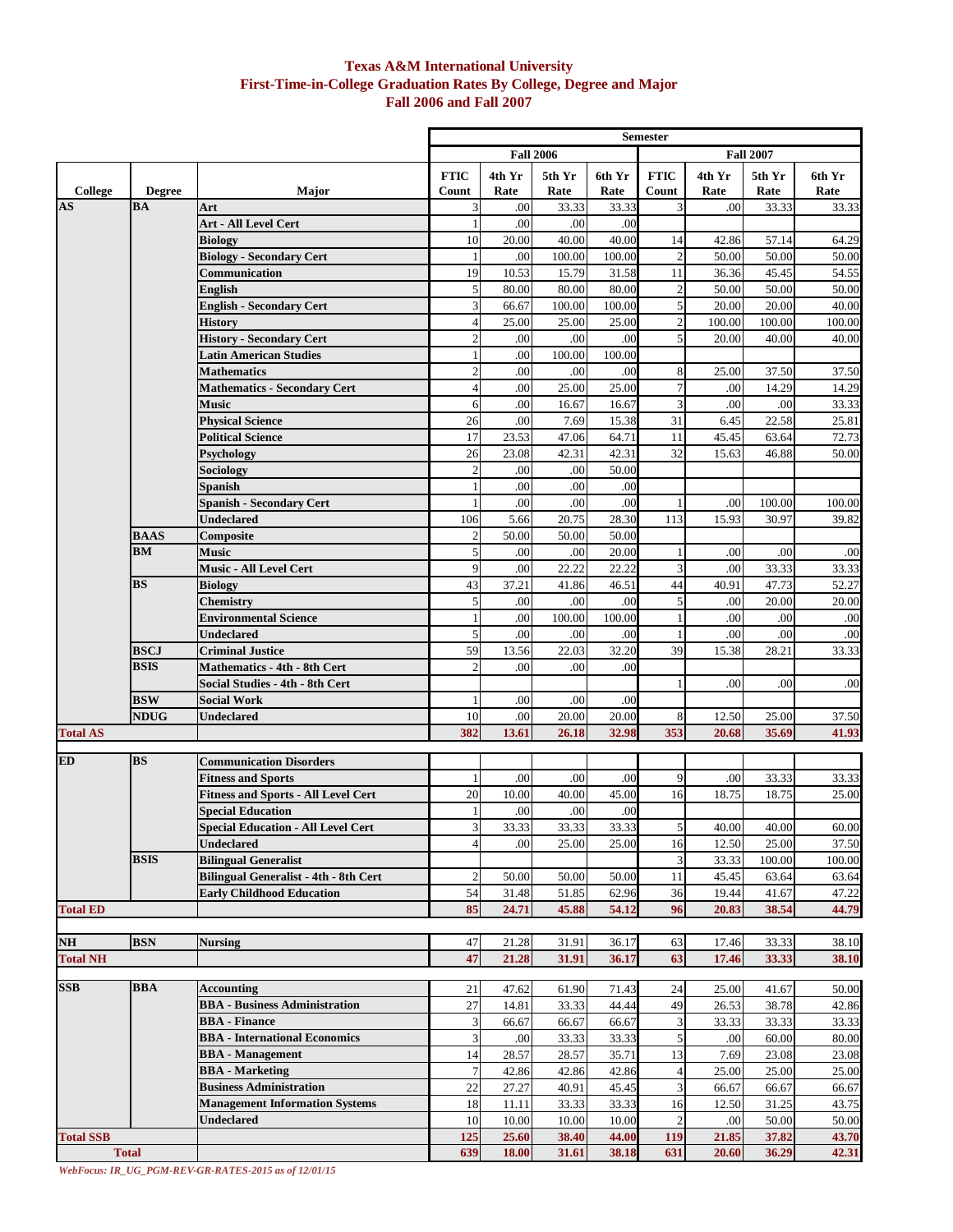# Texas A&M International University
## First-Time-in-College Graduation Rates By College, Degree and Major
### Fall 2006 and Fall 2007

| | | | Semester | | | | | | | |
|---|---|---|---|---|---|---|---|---|---|---|
| | | | Fall 2006 | | | | Fall 2007 | | | |
| College | Degree | Major | FTIC Count | 4th Yr Rate | 5th Yr Rate | 6th Yr Rate | FTIC Count | 4th Yr Rate | 5th Yr Rate | 6th Yr Rate |
| AS | BA | Art | 3 | .00 | 33.33 | 33.33 | 3 | .00 | 33.33 | 33.33 |
| | | Art - All Level Cert | 1 | .00 | .00 | .00 | | | | |
| | | Biology | 10 | 20.00 | 40.00 | 40.00 | 14 | 42.86 | 57.14 | 64.29 |
| | | Biology - Secondary Cert | 1 | .00 | 100.00 | 100.00 | 2 | 50.00 | 50.00 | 50.00 |
| | | Communication | 19 | 10.53 | 15.79 | 31.58 | 11 | 36.36 | 45.45 | 54.55 |
| | | English | 5 | 80.00 | 80.00 | 80.00 | 2 | 50.00 | 50.00 | 50.00 |
| | | English - Secondary Cert | 3 | 66.67 | 100.00 | 100.00 | 5 | 20.00 | 20.00 | 40.00 |
| | | History | 4 | 25.00 | 25.00 | 25.00 | 2 | 100.00 | 100.00 | 100.00 |
| | | History - Secondary Cert | 2 | .00 | .00 | .00 | 5 | 20.00 | 40.00 | 40.00 |
| | | Latin American Studies | 1 | .00 | 100.00 | 100.00 | | | | |
| | | Mathematics | 2 | .00 | .00 | .00 | 8 | 25.00 | 37.50 | 37.50 |
| | | Mathematics - Secondary Cert | 4 | .00 | 25.00 | 25.00 | 7 | .00 | 14.29 | 14.29 |
| | | Music | 6 | .00 | 16.67 | 16.67 | 3 | .00 | .00 | 33.33 |
| | | Physical Science | 26 | .00 | 7.69 | 15.38 | 31 | 6.45 | 22.58 | 25.81 |
| | | Political Science | 17 | 23.53 | 47.06 | 64.71 | 11 | 45.45 | 63.64 | 72.73 |
| | | Psychology | 26 | 23.08 | 42.31 | 42.31 | 32 | 15.63 | 46.88 | 50.00 |
| | | Sociology | 2 | .00 | .00 | 50.00 | | | | |
| | | Spanish | 1 | .00 | .00 | .00 | | | | |
| | | Spanish - Secondary Cert | 1 | .00 | .00 | .00 | 1 | .00 | 100.00 | 100.00 |
| | | Undeclared | 106 | 5.66 | 20.75 | 28.30 | 113 | 15.93 | 30.97 | 39.82 |
| | BAAS | Composite | 2 | 50.00 | 50.00 | 50.00 | | | | |
| | BM | Music | 5 | .00 | .00 | 20.00 | 1 | .00 | .00 | .00 |
| | | Music - All Level Cert | 9 | .00 | 22.22 | 22.22 | 3 | .00 | 33.33 | 33.33 |
| | BS | Biology | 43 | 37.21 | 41.86 | 46.51 | 44 | 40.91 | 47.73 | 52.27 |
| | | Chemistry | 5 | .00 | .00 | .00 | 5 | .00 | 20.00 | 20.00 |
| | | Environmental Science | 1 | .00 | 100.00 | 100.00 | 1 | .00 | .00 | .00 |
| | | Undeclared | 5 | .00 | .00 | .00 | 1 | .00 | .00 | .00 |
| | BSCJ | Criminal Justice | 59 | 13.56 | 22.03 | 32.20 | 39 | 15.38 | 28.21 | 33.33 |
| | BSIS | Mathematics - 4th - 8th Cert | 2 | .00 | .00 | .00 | | | | |
| | | Social Studies - 4th - 8th Cert | | | | | 1 | .00 | .00 | .00 |
| | BSW | Social Work | 1 | .00 | .00 | .00 | | | | |
| | NDUG | Undeclared | 10 | .00 | 20.00 | 20.00 | 8 | 12.50 | 25.00 | 37.50 |
| **Total AS** | | | **382** | **13.61** | **26.18** | **32.98** | **353** | **20.68** | **35.69** | **41.93** |
| ED | BS | Communication Disorders | | | | | | | | |
| | | Fitness and Sports | 1 | .00 | .00 | .00 | 9 | .00 | 33.33 | 33.33 |
| | | Fitness and Sports - All Level Cert | 20 | 10.00 | 40.00 | 45.00 | 16 | 18.75 | 18.75 | 25.00 |
| | | Special Education | 1 | .00 | .00 | .00 | | | | |
| | | Special Education - All Level Cert | 3 | 33.33 | 33.33 | 33.33 | 5 | 40.00 | 40.00 | 60.00 |
| | | Undeclared | 4 | .00 | 25.00 | 25.00 | 16 | 12.50 | 25.00 | 37.50 |
| | BSIS | Bilingual Generalist | | | | | 3 | 33.33 | 100.00 | 100.00 |
| | | Bilingual Generalist - 4th - 8th Cert | 2 | 50.00 | 50.00 | 50.00 | 11 | 45.45 | 63.64 | 63.64 |
| | | Early Childhood Education | 54 | 31.48 | 51.85 | 62.96 | 36 | 19.44 | 41.67 | 47.22 |
| **Total ED** | | | **85** | **24.71** | **45.88** | **54.12** | **96** | **20.83** | **38.54** | **44.79** |
| NH | BSN | Nursing | 47 | 21.28 | 31.91 | 36.17 | 63 | 17.46 | 33.33 | 38.10 |
| **Total NH** | | | **47** | **21.28** | **31.91** | **36.17** | **63** | **17.46** | **33.33** | **38.10** |
| SSB | BBA | Accounting | 21 | 47.62 | 61.90 | 71.43 | 24 | 25.00 | 41.67 | 50.00 |
| | | BBA - Business Administration | 27 | 14.81 | 33.33 | 44.44 | 49 | 26.53 | 38.78 | 42.86 |
| | | BBA - Finance | 3 | 66.67 | 66.67 | 66.67 | 3 | 33.33 | 33.33 | 33.33 |
| | | BBA - International Economics | 3 | .00 | 33.33 | 33.33 | 5 | .00 | 60.00 | 80.00 |
| | | BBA - Management | 14 | 28.57 | 28.57 | 35.71 | 13 | 7.69 | 23.08 | 23.08 |
| | | BBA - Marketing | 7 | 42.86 | 42.86 | 42.86 | 4 | 25.00 | 25.00 | 25.00 |
| | | Business Administration | 22 | 27.27 | 40.91 | 45.45 | 3 | 66.67 | 66.67 | 66.67 |
| | | Management Information Systems | 18 | 11.11 | 33.33 | 33.33 | 16 | 12.50 | 31.25 | 43.75 |
| | | Undeclared | 10 | 10.00 | 10.00 | 10.00 | 2 | .00 | 50.00 | 50.00 |
| **Total SSB** | | | **125** | **25.60** | **38.40** | **44.00** | **119** | **21.85** | **37.82** | **43.70** |
| **Total** | | | **639** | **18.00** | **31.61** | **38.18** | **631** | **20.60** | **36.29** | **42.31** |

*WebFocus: IR_UG_PGM-REV-GR-RATES-2015 as of 12/01/15*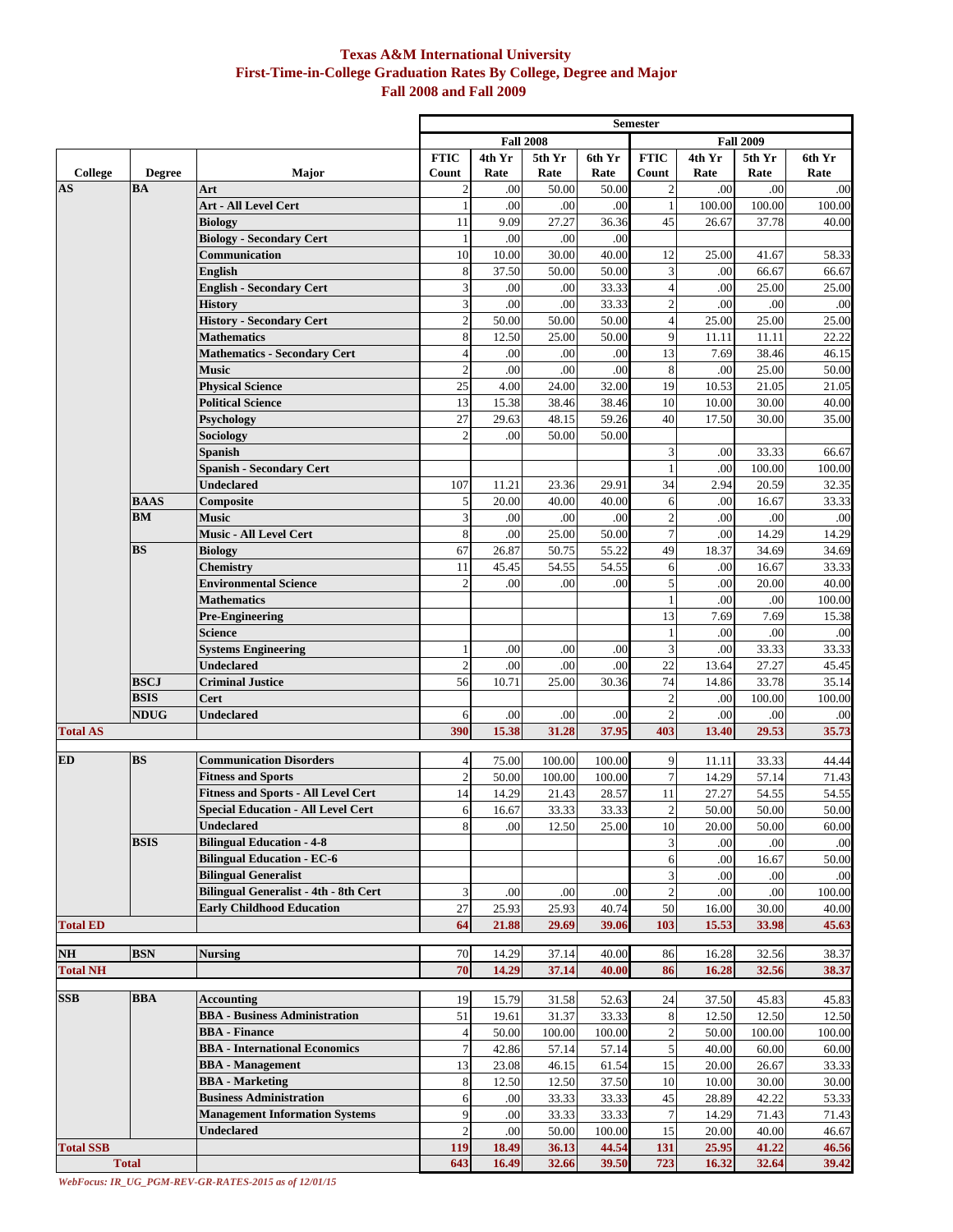# Texas A&M International University
## First-Time-in-College Graduation Rates By College, Degree and Major
## Fall 2008 and Fall 2009

| | | | Semester | | | | | | | |
|---|---|---|---|---|---|---|---|---|---|---|
| | | | Fall 2008 | | | | Fall 2009 | | | |
| College | Degree | Major | FTIC Count | 4th Yr Rate | 5th Yr Rate | 6th Yr Rate | FTIC Count | 4th Yr Rate | 5th Yr Rate | 6th Yr Rate |
| AS | BA | Art | 2 | .00 | 50.00 | 50.00 | 2 | .00 | .00 | .00 |
| | | Art - All Level Cert | 1 | .00 | .00 | .00 | 1 | 100.00 | 100.00 | 100.00 |
| | | Biology | 11 | 9.09 | 27.27 | 36.36 | 45 | 26.67 | 37.78 | 40.00 |
| | | Biology - Secondary Cert | 1 | .00 | .00 | .00 | | | | |
| | | Communication | 10 | 10.00 | 30.00 | 40.00 | 12 | 25.00 | 41.67 | 58.33 |
| | | English | 8 | 37.50 | 50.00 | 50.00 | 3 | .00 | 66.67 | 66.67 |
| | | English - Secondary Cert | 3 | .00 | .00 | 33.33 | 4 | .00 | 25.00 | 25.00 |
| | | History | 3 | .00 | .00 | 33.33 | 2 | .00 | .00 | .00 |
| | | History - Secondary Cert | 2 | 50.00 | 50.00 | 50.00 | 4 | 25.00 | 25.00 | 25.00 |
| | | Mathematics | 8 | 12.50 | 25.00 | 50.00 | 9 | 11.11 | 11.11 | 22.22 |
| | | Mathematics - Secondary Cert | 4 | .00 | .00 | .00 | 13 | 7.69 | 38.46 | 46.15 |
| | | Music | 2 | .00 | .00 | .00 | 8 | .00 | 25.00 | 50.00 |
| | | Physical Science | 25 | 4.00 | 24.00 | 32.00 | 19 | 10.53 | 21.05 | 21.05 |
| | | Political Science | 13 | 15.38 | 38.46 | 38.46 | 10 | 10.00 | 30.00 | 40.00 |
| | | Psychology | 27 | 29.63 | 48.15 | 59.26 | 40 | 17.50 | 30.00 | 35.00 |
| | | Sociology | 2 | .00 | 50.00 | 50.00 | | | | |
| | | Spanish | | | | | 3 | .00 | 33.33 | 66.67 |
| | | Spanish - Secondary Cert | | | | | 1 | .00 | 100.00 | 100.00 |
| | | Undeclared | 107 | 11.21 | 23.36 | 29.91 | 34 | 2.94 | 20.59 | 32.35 |
| | BAAS | Composite | 5 | 20.00 | 40.00 | 40.00 | 6 | .00 | 16.67 | 33.33 |
| | BM | Music | 3 | .00 | .00 | .00 | 2 | .00 | .00 | .00 |
| | | Music - All Level Cert | 8 | .00 | 25.00 | 50.00 | 7 | .00 | 14.29 | 14.29 |
| | BS | Biology | 67 | 26.87 | 50.75 | 55.22 | 49 | 18.37 | 34.69 | 34.69 |
| | | Chemistry | 11 | 45.45 | 54.55 | 54.55 | 6 | .00 | 16.67 | 33.33 |
| | | Environmental Science | 2 | .00 | .00 | .00 | 5 | .00 | 20.00 | 40.00 |
| | | Mathematics | | | | | 1 | .00 | .00 | 100.00 |
| | | Pre-Engineering | | | | | 13 | 7.69 | 7.69 | 15.38 |
| | | Science | | | | | 1 | .00 | .00 | .00 |
| | | Systems Engineering | 1 | .00 | .00 | .00 | 3 | .00 | 33.33 | 33.33 |
| | | Undeclared | 2 | .00 | .00 | .00 | 22 | 13.64 | 27.27 | 45.45 |
| | BSCJ | Criminal Justice | 56 | 10.71 | 25.00 | 30.36 | 74 | 14.86 | 33.78 | 35.14 |
| | BSIS | Cert | | | | | 2 | .00 | 100.00 | 100.00 |
| | NDUG | Undeclared | 6 | .00 | .00 | .00 | 2 | .00 | .00 | .00 |
| **Total AS** | | | **390** | **15.38** | **31.28** | **37.95** | **403** | **13.40** | **29.53** | **35.73** |
| ED | BS | Communication Disorders | 4 | 75.00 | 100.00 | 100.00 | 9 | 11.11 | 33.33 | 44.44 |
| | | Fitness and Sports | 2 | 50.00 | 100.00 | 100.00 | 7 | 14.29 | 57.14 | 71.43 |
| | | Fitness and Sports - All Level Cert | 14 | 14.29 | 21.43 | 28.57 | 11 | 27.27 | 54.55 | 54.55 |
| | | Special Education - All Level Cert | 6 | 16.67 | 33.33 | 33.33 | 2 | 50.00 | 50.00 | 50.00 |
| | | Undeclared | 8 | .00 | 12.50 | 25.00 | 10 | 20.00 | 50.00 | 60.00 |
| | BSIS | Bilingual Education - 4-8 | | | | | 3 | .00 | .00 | .00 |
| | | Bilingual Education - EC-6 | | | | | 6 | .00 | 16.67 | 50.00 |
| | | Bilingual Generalist | | | | | 3 | .00 | .00 | .00 |
| | | Bilingual Generalist - 4th - 8th Cert | 3 | .00 | .00 | .00 | 2 | .00 | .00 | 100.00 |
| | | Early Childhood Education | 27 | 25.93 | 25.93 | 40.74 | 50 | 16.00 | 30.00 | 40.00 |
| **Total ED** | | | **64** | **21.88** | **29.69** | **39.06** | **103** | **15.53** | **33.98** | **45.63** |
| NH | BSN | Nursing | 70 | 14.29 | 37.14 | 40.00 | 86 | 16.28 | 32.56 | 38.37 |
| **Total NH** | | | **70** | **14.29** | **37.14** | **40.00** | **86** | **16.28** | **32.56** | **38.37** |
| SSB | BBA | Accounting | 19 | 15.79 | 31.58 | 52.63 | 24 | 37.50 | 45.83 | 45.83 |
| | | BBA - Business Administration | 51 | 19.61 | 31.37 | 33.33 | 8 | 12.50 | 12.50 | 12.50 |
| | | BBA - Finance | 4 | 50.00 | 100.00 | 100.00 | 2 | 50.00 | 100.00 | 100.00 |
| | | BBA - International Economics | 7 | 42.86 | 57.14 | 57.14 | 5 | 40.00 | 60.00 | 60.00 |
| | | BBA - Management | 13 | 23.08 | 46.15 | 61.54 | 15 | 20.00 | 26.67 | 33.33 |
| | | BBA - Marketing | 8 | 12.50 | 12.50 | 37.50 | 10 | 10.00 | 30.00 | 30.00 |
| | | Business Administration | 6 | .00 | 33.33 | 33.33 | 45 | 28.89 | 42.22 | 53.33 |
| | | Management Information Systems | 9 | .00 | 33.33 | 33.33 | 7 | 14.29 | 71.43 | 71.43 |
| | | Undeclared | 2 | .00 | 50.00 | 100.00 | 15 | 20.00 | 40.00 | 46.67 |
| **Total SSB** | | | **119** | **18.49** | **36.13** | **44.54** | **131** | **25.95** | **41.22** | **46.56** |
| **Total** | | | **643** | **16.49** | **32.66** | **39.50** | **723** | **16.32** | **32.64** | **39.42** |

*WebFocus: IR_UG_PGM-REV-GR-RATES-2015 as of 12/01/15*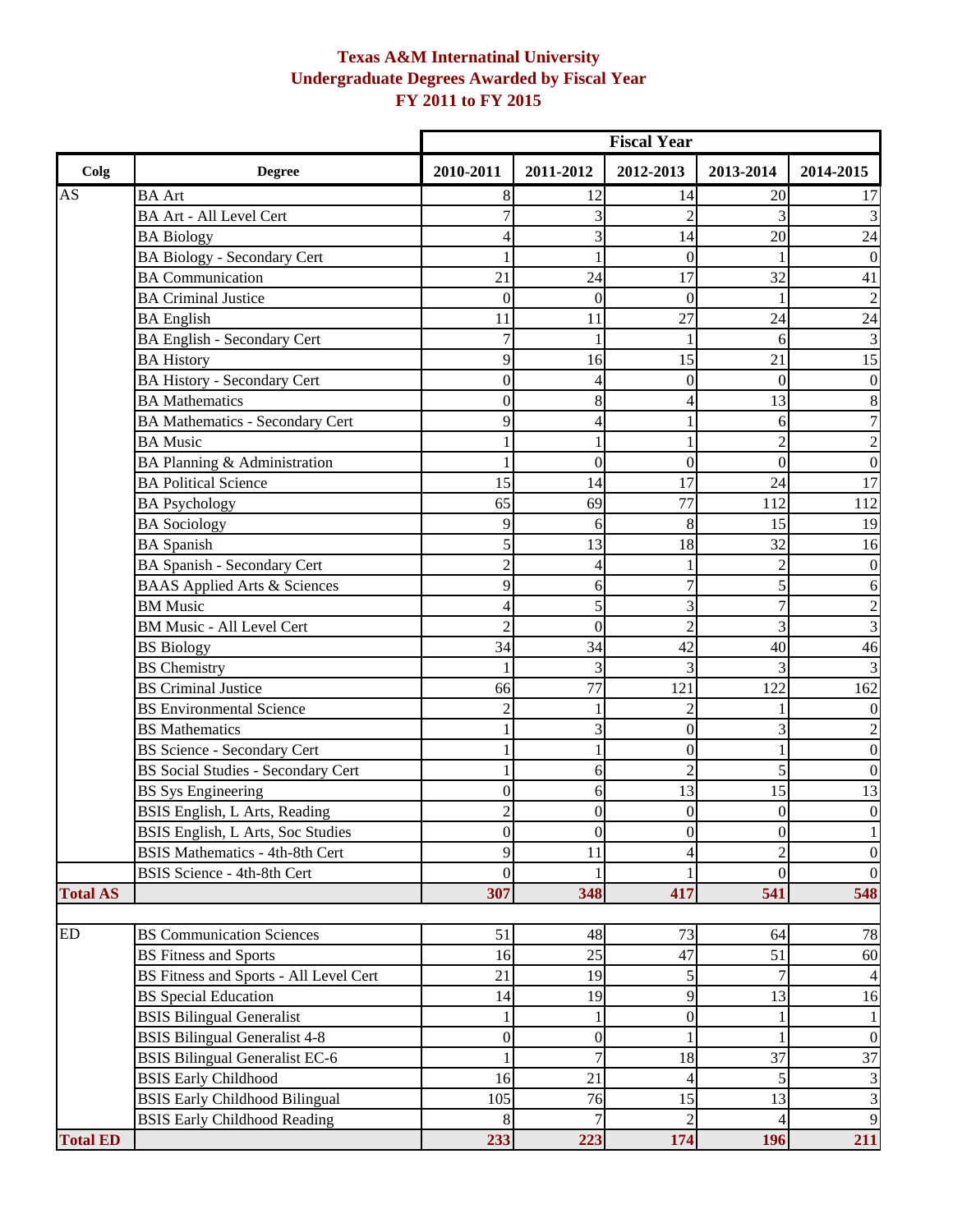# Texas A&M Internatinal University
## Undergraduate Degrees Awarded by Fiscal Year
## FY 2011 to FY 2015

| | | Fiscal Year | | | | |
|---|---|---|---|---|---|---|
| **Colg** | **Degree** | **2010-2011** | **2011-2012** | **2012-2013** | **2013-2014** | **2014-2015** |
| AS | BA Art | 8 | 12 | 14 | 20 | 17 |
| | BA Art - All Level Cert | 7 | 3 | 2 | 3 | 3 |
| | BA Biology | 4 | 3 | 14 | 20 | 24 |
| | BA Biology - Secondary Cert | 1 | 1 | 0 | 1 | 0 |
| | BA Communication | 21 | 24 | 17 | 32 | 41 |
| | BA Criminal Justice | 0 | 0 | 0 | 1 | 2 |
| | BA English | 11 | 11 | 27 | 24 | 24 |
| | BA English - Secondary Cert | 7 | 1 | 1 | 6 | 3 |
| | BA History | 9 | 16 | 15 | 21 | 15 |
| | BA History - Secondary Cert | 0 | 4 | 0 | 0 | 0 |
| | BA Mathematics | 0 | 8 | 4 | 13 | 8 |
| | BA Mathematics - Secondary Cert | 9 | 4 | 1 | 6 | 7 |
| | BA Music | 1 | 1 | 1 | 2 | 2 |
| | BA Planning & Administration | 1 | 0 | 0 | 0 | 0 |
| | BA Political Science | 15 | 14 | 17 | 24 | 17 |
| | BA Psychology | 65 | 69 | 77 | 112 | 112 |
| | BA Sociology | 9 | 6 | 8 | 15 | 19 |
| | BA Spanish | 5 | 13 | 18 | 32 | 16 |
| | BA Spanish - Secondary Cert | 2 | 4 | 1 | 2 | 0 |
| | BAAS Applied Arts & Sciences | 9 | 6 | 7 | 5 | 6 |
| | BM Music | 4 | 5 | 3 | 7 | 2 |
| | BM Music - All Level Cert | 2 | 0 | 2 | 3 | 3 |
| | BS Biology | 34 | 34 | 42 | 40 | 46 |
| | BS Chemistry | 1 | 3 | 3 | 3 | 3 |
| | BS Criminal Justice | 66 | 77 | 121 | 122 | 162 |
| | BS Environmental Science | 2 | 1 | 2 | 1 | 0 |
| | BS Mathematics | 1 | 3 | 0 | 3 | 2 |
| | BS Science - Secondary Cert | 1 | 1 | 0 | 1 | 0 |
| | BS Social Studies - Secondary Cert | 1 | 6 | 2 | 5 | 0 |
| | BS Sys Engineering | 0 | 6 | 13 | 15 | 13 |
| | BSIS English, L Arts, Reading | 2 | 0 | 0 | 0 | 0 |
| | BSIS English, L Arts, Soc Studies | 0 | 0 | 0 | 0 | 1 |
| | BSIS Mathematics - 4th-8th Cert | 9 | 11 | 4 | 2 | 0 |
| | BSIS Science - 4th-8th Cert | 0 | 1 | 1 | 0 | 0 |
| **Total AS** | | **307** | **348** | **417** | **541** | **548** |
| | | | | | | |
| ED | BS Communication Sciences | 51 | 48 | 73 | 64 | 78 |
| | BS Fitness and Sports | 16 | 25 | 47 | 51 | 60 |
| | BS Fitness and Sports - All Level Cert | 21 | 19 | 5 | 7 | 4 |
| | BS Special Education | 14 | 19 | 9 | 13 | 16 |
| | BSIS Bilingual Generalist | 1 | 1 | 0 | 1 | 1 |
| | BSIS Bilingual Generalist 4-8 | 0 | 0 | 1 | 1 | 0 |
| | BSIS Bilingual Generalist EC-6 | 1 | 7 | 18 | 37 | 37 |
| | BSIS Early Childhood | 16 | 21 | 4 | 5 | 3 |
| | BSIS Early Childhood Bilingual | 105 | 76 | 15 | 13 | 3 |
| | BSIS Early Childhood Reading | 8 | 7 | 2 | 4 | 9 |
| **Total ED** | | **233** | **223** | **174** | **196** | **211** |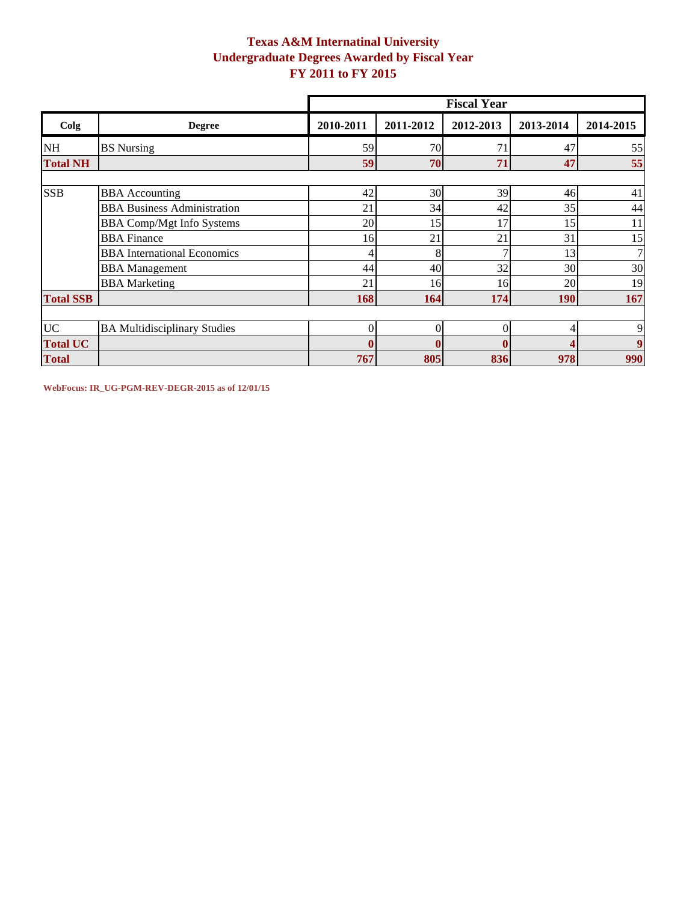# Texas A&M Internatinal University
## Undergraduate Degrees Awarded by Fiscal Year
## FY 2011 to FY 2015

| | | Fiscal Year | | | | |
|---|---|---|---|---|---|---|
| **Colg** | **Degree** | **2010-2011** | **2011-2012** | **2012-2013** | **2013-2014** | **2014-2015** |
| NH | BS Nursing | 59 | 70 | 71 | 47 | 55 |
| **Total NH** | | **59** | **70** | **71** | **47** | **55** |
| | | | | | | |
| SSB | BBA Accounting | 42 | 30 | 39 | 46 | 41 |
| | BBA Business Administration | 21 | 34 | 42 | 35 | 44 |
| | BBA Comp/Mgt Info Systems | 20 | 15 | 17 | 15 | 11 |
| | BBA Finance | 16 | 21 | 21 | 31 | 15 |
| | BBA International Economics | 4 | 8 | 7 | 13 | 7 |
| | BBA Management | 44 | 40 | 32 | 30 | 30 |
| | BBA Marketing | 21 | 16 | 16 | 20 | 19 |
| **Total SSB** | | **168** | **164** | **174** | **190** | **167** |
| | | | | | | |
| UC | BA Multidisciplinary Studies | 0 | 0 | 0 | 4 | 9 |
| **Total UC** | | **0** | **0** | **0** | **4** | **9** |
| **Total** | | **767** | **805** | **836** | **978** | **990** |

**WebFocus: IR_UG-PGM-REV-DEGR-2015 as of 12/01/15**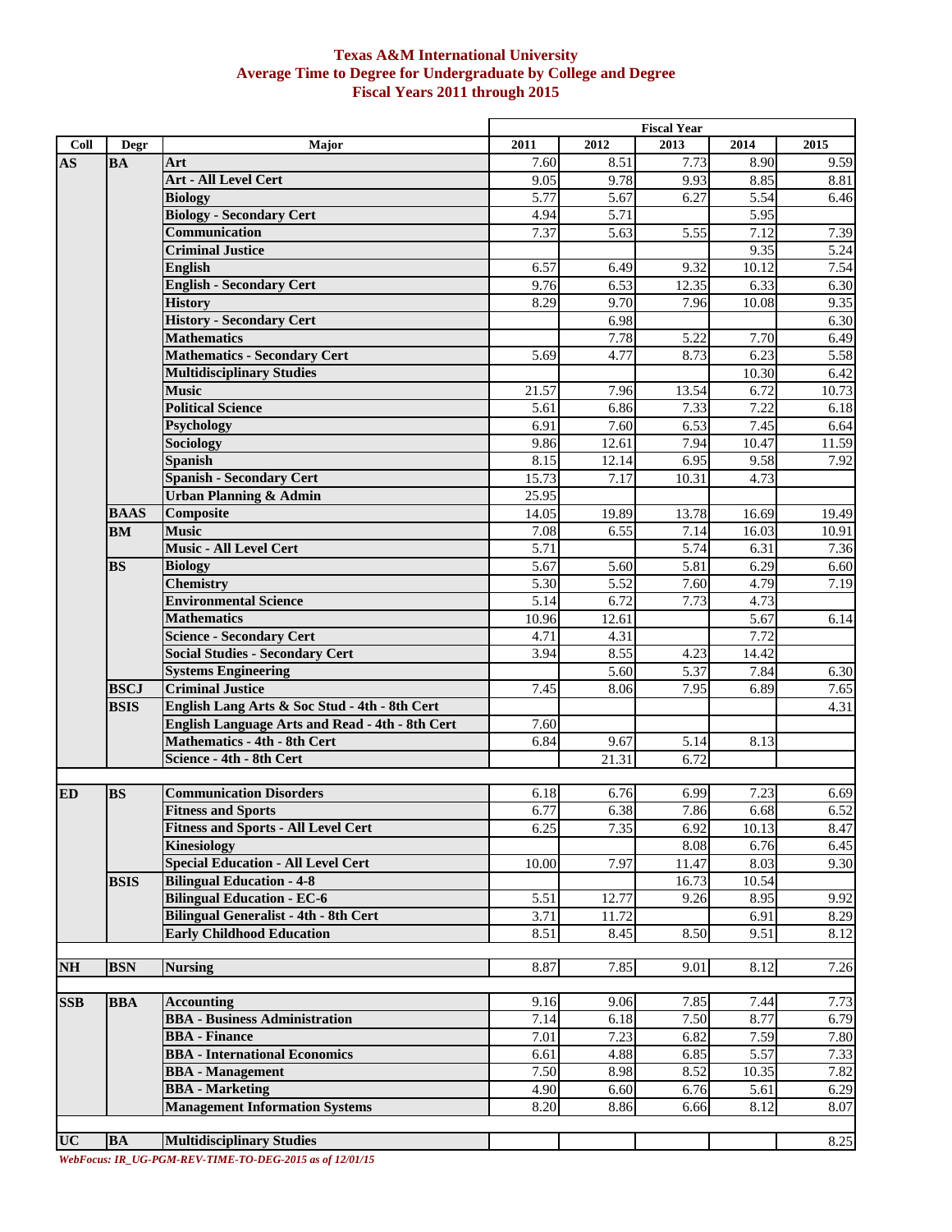# Texas A&M International University
## Average Time to Degree for Undergraduate by College and Degree
### Fiscal Years 2011 through 2015

| Coll | Degr | Major | Fiscal Year 2011 | 2012 | 2013 | 2014 | 2015 |
|---|---|---|---|---|---|---|---|
| AS | BA | Art | 7.60 | 8.51 | 7.73 | 8.90 | 9.59 |
| | | Art - All Level Cert | 9.05 | 9.78 | 9.93 | 8.85 | 8.81 |
| | | Biology | 5.77 | 5.67 | 6.27 | 5.54 | 6.46 |
| | | Biology - Secondary Cert | 4.94 | 5.71 | | 5.95 | |
| | | Communication | 7.37 | 5.63 | 5.55 | 7.12 | 7.39 |
| | | Criminal Justice | | | | 9.35 | 5.24 |
| | | English | 6.57 | 6.49 | 9.32 | 10.12 | 7.54 |
| | | English - Secondary Cert | 9.76 | 6.53 | 12.35 | 6.33 | 6.30 |
| | | History | 8.29 | 9.70 | 7.96 | 10.08 | 9.35 |
| | | History - Secondary Cert | | 6.98 | | | 6.30 |
| | | Mathematics | | 7.78 | 5.22 | 7.70 | 6.49 |
| | | Mathematics - Secondary Cert | 5.69 | 4.77 | 8.73 | 6.23 | 5.58 |
| | | Multidisciplinary Studies | | | | 10.30 | 6.42 |
| | | Music | 21.57 | 7.96 | 13.54 | 6.72 | 10.73 |
| | | Political Science | 5.61 | 6.86 | 7.33 | 7.22 | 6.18 |
| | | Psychology | 6.91 | 7.60 | 6.53 | 7.45 | 6.64 |
| | | Sociology | 9.86 | 12.61 | 7.94 | 10.47 | 11.59 |
| | | Spanish | 8.15 | 12.14 | 6.95 | 9.58 | 7.92 |
| | | Spanish - Secondary Cert | 15.73 | 7.17 | 10.31 | 4.73 | |
| | | Urban Planning & Admin | 25.95 | | | | |
| | BAAS | Composite | 14.05 | 19.89 | 13.78 | 16.69 | 19.49 |
| | BM | Music | 7.08 | 6.55 | 7.14 | 16.03 | 10.91 |
| | | Music - All Level Cert | 5.71 | | 5.74 | 6.31 | 7.36 |
| | BS | Biology | 5.67 | 5.60 | 5.81 | 6.29 | 6.60 |
| | | Chemistry | 5.30 | 5.52 | 7.60 | 4.79 | 7.19 |
| | | Environmental Science | 5.14 | 6.72 | 7.73 | 4.73 | |
| | | Mathematics | 10.96 | 12.61 | | 5.67 | 6.14 |
| | | Science - Secondary Cert | 4.71 | 4.31 | | 7.72 | |
| | | Social Studies - Secondary Cert | 3.94 | 8.55 | 4.23 | 14.42 | |
| | | Systems Engineering | | 5.60 | 5.37 | 7.84 | 6.30 |
| | BSCJ | Criminal Justice | 7.45 | 8.06 | 7.95 | 6.89 | 7.65 |
| | BSIS | English Lang Arts & Soc Stud - 4th - 8th Cert | | | | | 4.31 |
| | | English Language Arts and Read - 4th - 8th Cert | 7.60 | | | | |
| | | Mathematics - 4th - 8th Cert | 6.84 | 9.67 | 5.14 | 8.13 | |
| | | Science - 4th - 8th Cert | | 21.31 | 6.72 | | |
| ED | BS | Communication Disorders | 6.18 | 6.76 | 6.99 | 7.23 | 6.69 |
| | | Fitness and Sports | 6.77 | 6.38 | 7.86 | 6.68 | 6.52 |
| | | Fitness and Sports - All Level Cert | 6.25 | 7.35 | 6.92 | 10.13 | 8.47 |
| | | Kinesiology | | | 8.08 | 6.76 | 6.45 |
| | | Special Education - All Level Cert | 10.00 | 7.97 | 11.47 | 8.03 | 9.30 |
| | BSIS | Bilingual Education - 4-8 | | | 16.73 | 10.54 | |
| | | Bilingual Education - EC-6 | 5.51 | 12.77 | 9.26 | 8.95 | 9.92 |
| | | Bilingual Generalist - 4th - 8th Cert | 3.71 | 11.72 | | 6.91 | 8.29 |
| | | Early Childhood Education | 8.51 | 8.45 | 8.50 | 9.51 | 8.12 |
| NH | BSN | Nursing | 8.87 | 7.85 | 9.01 | 8.12 | 7.26 |
| SSB | BBA | Accounting | 9.16 | 9.06 | 7.85 | 7.44 | 7.73 |
| | | BBA - Business Administration | 7.14 | 6.18 | 7.50 | 8.77 | 6.79 |
| | | BBA - Finance | 7.01 | 7.23 | 6.82 | 7.59 | 7.80 |
| | | BBA - International Economics | 6.61 | 4.88 | 6.85 | 5.57 | 7.33 |
| | | BBA - Management | 7.50 | 8.98 | 8.52 | 10.35 | 7.82 |
| | | BBA - Marketing | 4.90 | 6.60 | 6.76 | 5.61 | 6.29 |
| | | Management Information Systems | 8.20 | 8.86 | 6.66 | 8.12 | 8.07 |
| UC | BA | Multidisciplinary Studies | | | | | 8.25 |

*WebFocus: IR_UG-PGM-REV-TIME-TO-DEG-2015 as of 12/01/15*